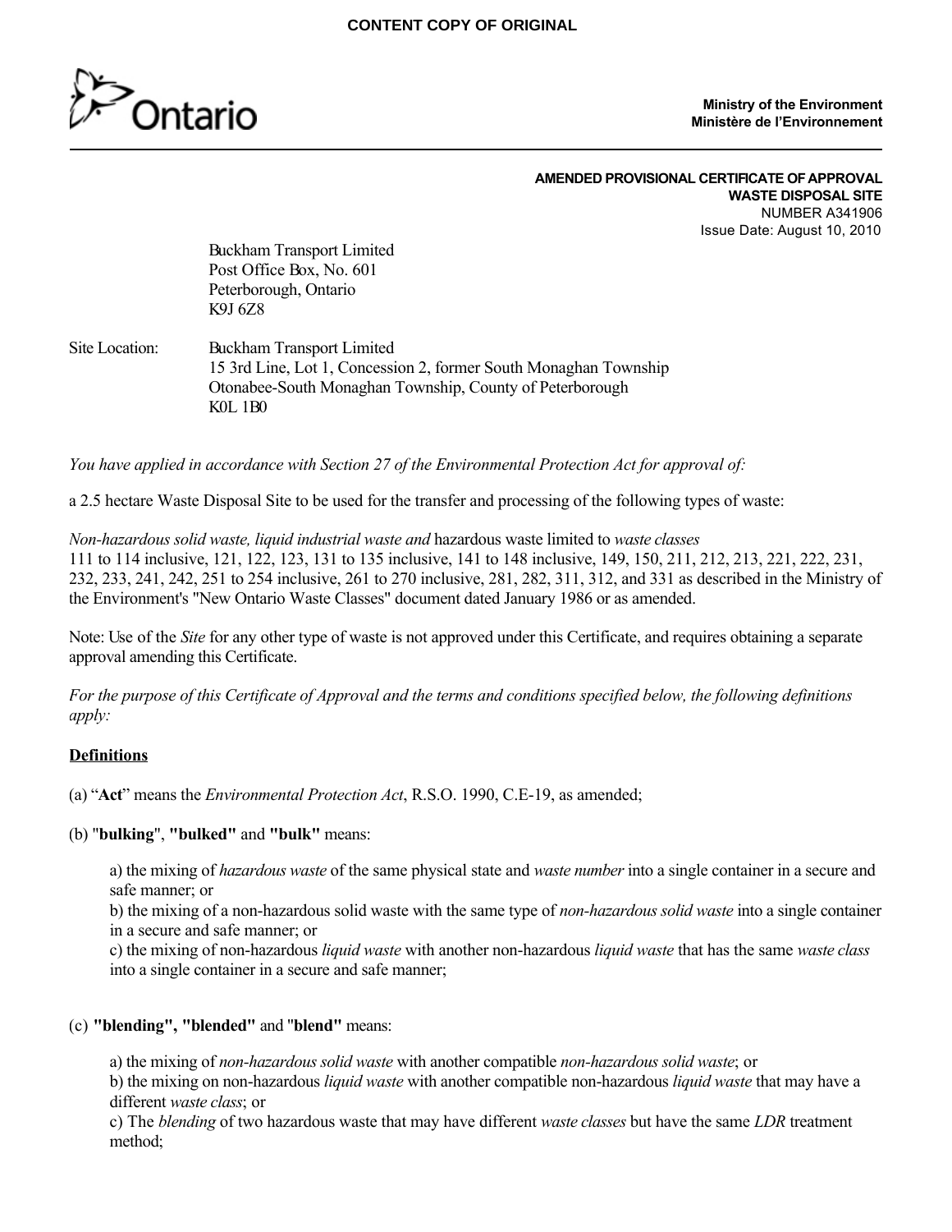**CONTENT COPY OF ORIGINAL**

Ontario

**Ministry of the Environment**
**Ministère de l'Environnement**

**AMENDED PROVISIONAL CERTIFICATE OF APPROVAL**
**WASTE DISPOSAL SITE**
NUMBER A341906
Issue Date: August 10, 2010

Buckham Transport Limited
Post Office Box, No. 601
Peterborough, Ontario
K9J 6Z8

Site Location: Buckham Transport Limited
15 3rd Line, Lot 1, Concession 2, former South Monaghan Township
Otonabee-South Monaghan Township, County of Peterborough
K0L 1B0

*You have applied in accordance with Section 27 of the Environmental Protection Act for approval of:*

a 2.5 hectare Waste Disposal Site to be used for the transfer and processing of the following types of waste:

*Non-hazardous solid waste, liquid industrial waste and* hazardous waste limited to *waste classes* 111 to 114 inclusive, 121, 122, 123, 131 to 135 inclusive, 141 to 148 inclusive, 149, 150, 211, 212, 213, 221, 222, 231, 232, 233, 241, 242, 251 to 254 inclusive, 261 to 270 inclusive, 281, 282, 311, 312, and 331 as described in the Ministry of the Environment's "New Ontario Waste Classes" document dated January 1986 or as amended.

Note: Use of the *Site* for any other type of waste is not approved under this Certificate, and requires obtaining a separate approval amending this Certificate.

*For the purpose of this Certificate of Approval and the terms and conditions specified below, the following definitions apply:*

## Definitions

(a) "**Act**" means the *Environmental Protection Act*, R.S.O. 1990, C.E-19, as amended;

(b) "**bulking**", **"bulked"** and **"bulk"** means:

a) the mixing of *hazardous waste* of the same physical state and *waste number* into a single container in a secure and safe manner; or
b) the mixing of a non-hazardous solid waste with the same type of *non-hazardous solid waste* into a single container in a secure and safe manner; or
c) the mixing of non-hazardous *liquid waste* with another non-hazardous *liquid waste* that has the same *waste class* into a single container in a secure and safe manner;

(c) **"blending", "blended"** and "**blend"** means:

a) the mixing of *non-hazardous solid waste* with another compatible *non-hazardous solid waste*; or
b) the mixing on non-hazardous *liquid waste* with another compatible non-hazardous *liquid waste* that may have a different *waste class*; or
c) The *blending* of two hazardous waste that may have different *waste classes* but have the same *LDR* treatment method;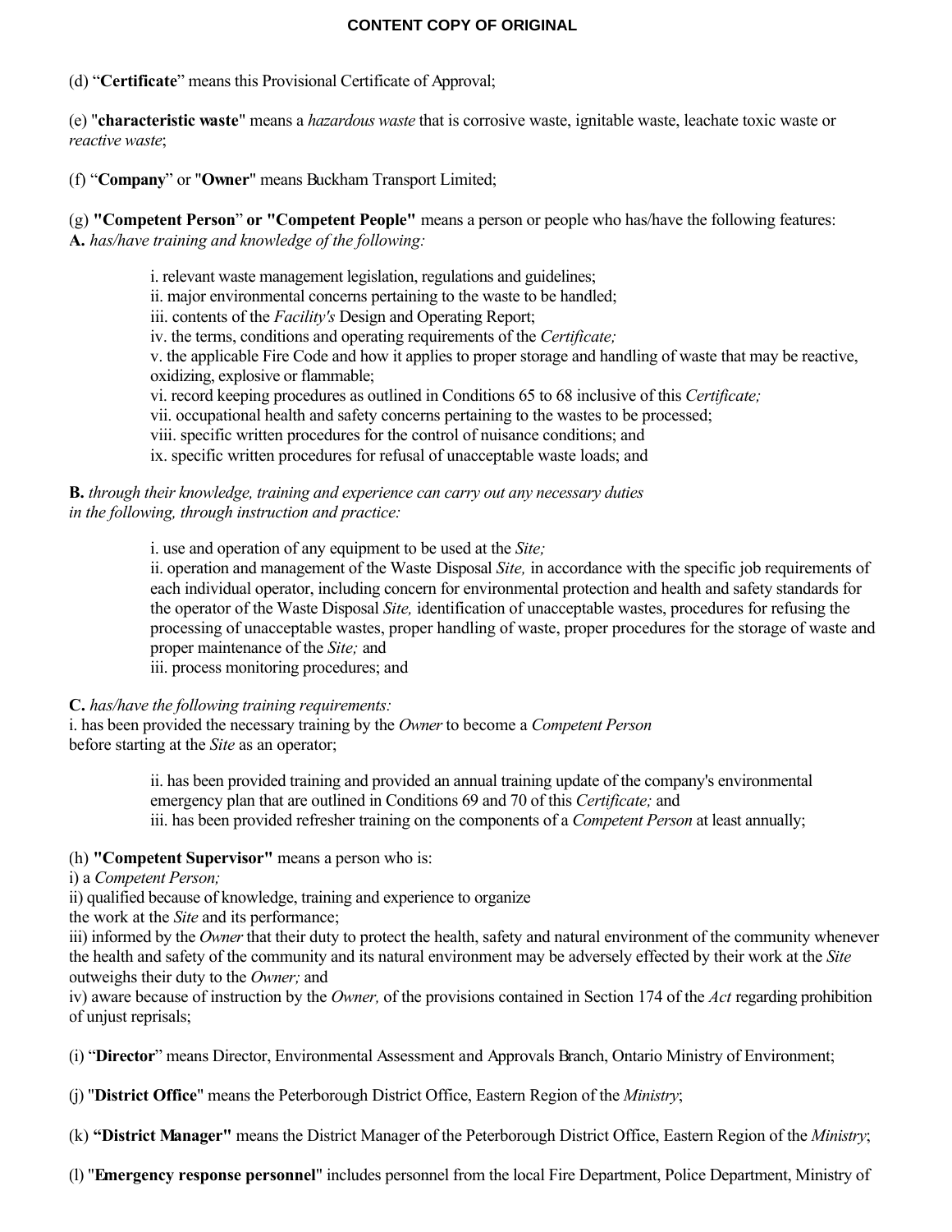**CONTENT COPY OF ORIGINAL**

(d) "**Certificate**" means this Provisional Certificate of Approval;

(e) "**characteristic waste**" means a *hazardous waste* that is corrosive waste, ignitable waste, leachate toxic waste or *reactive waste*;

(f) "**Company**" or "**Owner**" means Buckham Transport Limited;

(g) **"Competent Person"** **or "Competent People"** means a person or people who has/have the following features:
**A.** *has/have training and knowledge of the following:*

i. relevant waste management legislation, regulations and guidelines;
ii. major environmental concerns pertaining to the waste to be handled;
iii. contents of the *Facility's* Design and Operating Report;
iv. the terms, conditions and operating requirements of the *Certificate;*
v. the applicable Fire Code and how it applies to proper storage and handling of waste that may be reactive, oxidizing, explosive or flammable;
vi. record keeping procedures as outlined in Conditions 65 to 68 inclusive of this *Certificate;*
vii. occupational health and safety concerns pertaining to the wastes to be processed;
viii. specific written procedures for the control of nuisance conditions; and
ix. specific written procedures for refusal of unacceptable waste loads; and

**B.** *through their knowledge, training and experience can carry out any necessary duties in the following, through instruction and practice:*

i. use and operation of any equipment to be used at the *Site;*
ii. operation and management of the Waste Disposal *Site,* in accordance with the specific job requirements of each individual operator, including concern for environmental protection and health and safety standards for the operator of the Waste Disposal *Site,* identification of unacceptable wastes, procedures for refusing the processing of unacceptable wastes, proper handling of waste, proper procedures for the storage of waste and proper maintenance of the *Site;* and
iii. process monitoring procedures; and

**C.** *has/have the following training requirements:*
i. has been provided the necessary training by the *Owner* to become a *Competent Person* before starting at the *Site* as an operator;

ii. has been provided training and provided an annual training update of the company's environmental emergency plan that are outlined in Conditions 69 and 70 of this *Certificate;* and
iii. has been provided refresher training on the components of a *Competent Person* at least annually;

(h) **"Competent Supervisor"** means a person who is:
i) a *Competent Person;*
ii) qualified because of knowledge, training and experience to organize the work at the *Site* and its performance;
iii) informed by the *Owner* that their duty to protect the health, safety and natural environment of the community whenever the health and safety of the community and its natural environment may be adversely effected by their work at the *Site* outweighs their duty to the *Owner;* and
iv) aware because of instruction by the *Owner,* of the provisions contained in Section 174 of the *Act* regarding prohibition of unjust reprisals;

(i) "**Director**" means Director, Environmental Assessment and Approvals Branch, Ontario Ministry of Environment;

(j) "**District Office**" means the Peterborough District Office, Eastern Region of the *Ministry*;

(k) **"District Manager"** means the District Manager of the Peterborough District Office, Eastern Region of the *Ministry*;

(l) "**Emergency response personnel**" includes personnel from the local Fire Department, Police Department, Ministry of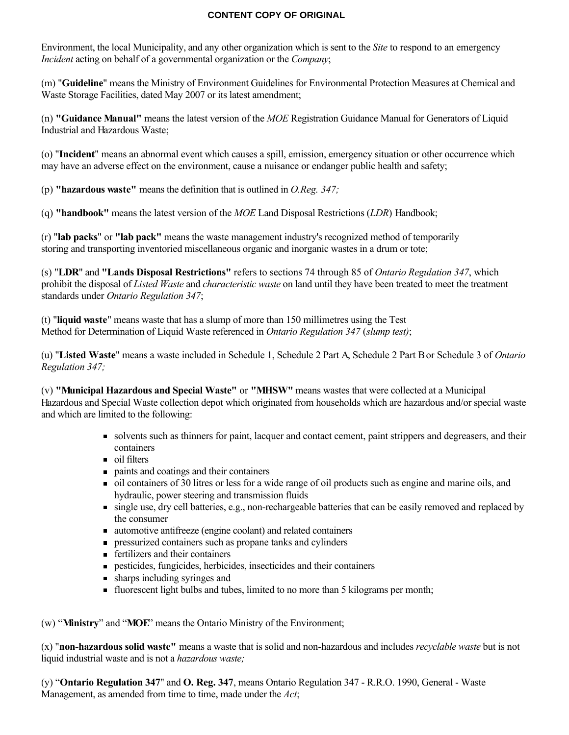Environment, the local Municipality, and any other organization which is sent to the *Site* to respond to an emergency *Incident* acting on behalf of a governmental organization or the *Company*;

(m) "**Guideline**" means the Ministry of Environment Guidelines for Environmental Protection Measures at Chemical and Waste Storage Facilities, dated May 2007 or its latest amendment;

(n) **"Guidance Manual"** means the latest version of the *MOE* Registration Guidance Manual for Generators of Liquid Industrial and Hazardous Waste;

(o) "**Incident**" means an abnormal event which causes a spill, emission, emergency situation or other occurrence which may have an adverse effect on the environment, cause a nuisance or endanger public health and safety;

(p) **"hazardous waste"** means the definition that is outlined in *O.Reg. 347;*

(q) **"handbook"** means the latest version of the *MOE* Land Disposal Restrictions (*LDR*) Handbook;

(r) "**lab packs**" or **"lab pack"** means the waste management industry's recognized method of temporarily storing and transporting inventoried miscellaneous organic and inorganic wastes in a drum or tote;

(s) "**LDR**" and **"Lands Disposal Restrictions"** refers to sections 74 through 85 of *Ontario Regulation 347*, which prohibit the disposal of *Listed Waste* and *characteristic waste* on land until they have been treated to meet the treatment standards under *Ontario Regulation 347*;

(t) "**liquid waste**" means waste that has a slump of more than 150 millimetres using the Test Method for Determination of Liquid Waste referenced in *Ontario Regulation 347* (*slump test)*;

(u) "**Listed Waste**" means a waste included in Schedule 1, Schedule 2 Part A, Schedule 2 Part B or Schedule 3 of *Ontario Regulation 347;*

(v) **"Municipal Hazardous and Special Waste"** or **"MHSW"** means wastes that were collected at a Municipal Hazardous and Special Waste collection depot which originated from households which are hazardous and/or special waste and which are limited to the following:

- solvents such as thinners for paint, lacquer and contact cement, paint strippers and degreasers, and their containers
- oil filters
- paints and coatings and their containers
- oil containers of 30 litres or less for a wide range of oil products such as engine and marine oils, and hydraulic, power steering and transmission fluids
- single use, dry cell batteries, e.g., non-rechargeable batteries that can be easily removed and replaced by the consumer
- automotive antifreeze (engine coolant) and related containers
- pressurized containers such as propane tanks and cylinders
- fertilizers and their containers
- pesticides, fungicides, herbicides, insecticides and their containers
- sharps including syringes and
- fluorescent light bulbs and tubes, limited to no more than 5 kilograms per month;

(w) "**Ministry**" and "**MOE**" means the Ontario Ministry of the Environment;

(x) "**non-hazardous solid waste"** means a waste that is solid and non-hazardous and includes *recyclable waste* but is not liquid industrial waste and is not a *hazardous waste;*

(y) "**Ontario Regulation 347**" and **O. Reg. 347**, means Ontario Regulation 347 - R.R.O. 1990, General - Waste Management, as amended from time to time, made under the *Act*;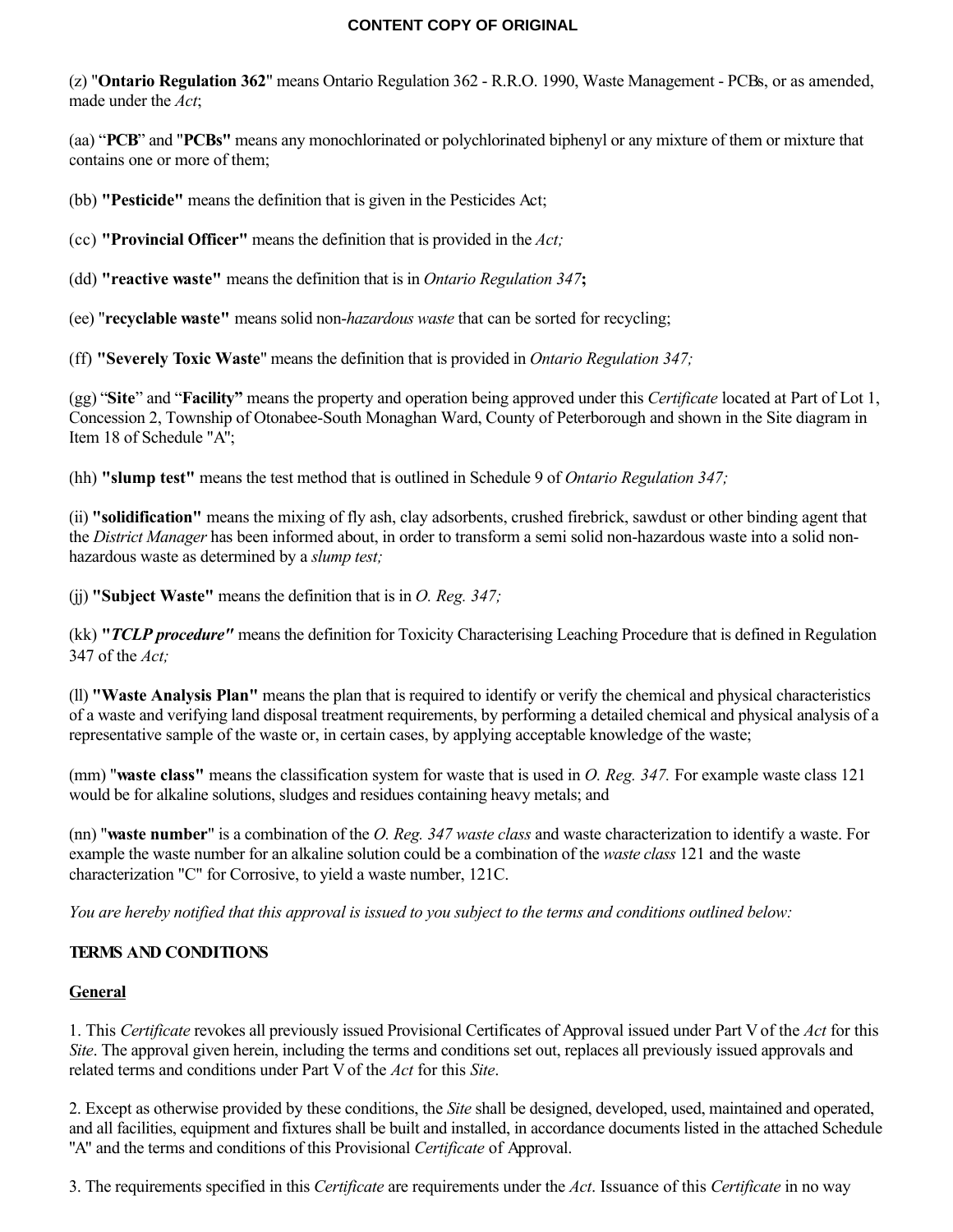**CONTENT COPY OF ORIGINAL**

(z) "**Ontario Regulation 362**" means Ontario Regulation 362 - R.R.O. 1990, Waste Management - PCBs, or as amended, made under the *Act*;

(aa) "**PCB**" and "**PCBs"** means any monochlorinated or polychlorinated biphenyl or any mixture of them or mixture that contains one or more of them;

(bb) **"Pesticide"** means the definition that is given in the Pesticides Act;

(cc) **"Provincial Officer"** means the definition that is provided in the *Act;*

(dd) **"reactive waste"** means the definition that is in *Ontario Regulation 347***;**

(ee) "**recyclable waste"** means solid non-*hazardous waste* that can be sorted for recycling;

(ff) **"Severely Toxic Waste**" means the definition that is provided in *Ontario Regulation 347;*

(gg) "**Site**" and "**Facility"** means the property and operation being approved under this *Certificate* located at Part of Lot 1, Concession 2, Township of Otonabee-South Monaghan Ward, County of Peterborough and shown in the Site diagram in Item 18 of Schedule "A";

(hh) **"slump test"** means the test method that is outlined in Schedule 9 of *Ontario Regulation 347;*

(ii) **"solidification"** means the mixing of fly ash, clay adsorbents, crushed firebrick, sawdust or other binding agent that the *District Manager* has been informed about, in order to transform a semi solid non-hazardous waste into a solid non-hazardous waste as determined by a *slump test;*

(jj) **"Subject Waste"** means the definition that is in *O. Reg. 347;*

(kk) ***"TCLP procedure"*** means the definition for Toxicity Characterising Leaching Procedure that is defined in Regulation 347 of the *Act;*

(ll) **"Waste Analysis Plan"** means the plan that is required to identify or verify the chemical and physical characteristics of a waste and verifying land disposal treatment requirements, by performing a detailed chemical and physical analysis of a representative sample of the waste or, in certain cases, by applying acceptable knowledge of the waste;

(mm) "**waste class"** means the classification system for waste that is used in *O. Reg. 347.* For example waste class 121 would be for alkaline solutions, sludges and residues containing heavy metals; and

(nn) "**waste number**" is a combination of the *O. Reg. 347 waste class* and waste characterization to identify a waste. For example the waste number for an alkaline solution could be a combination of the *waste class* 121 and the waste characterization "C" for Corrosive, to yield a waste number, 121C.

*You are hereby notified that this approval is issued to you subject to the terms and conditions outlined below:*

**TERMS AND CONDITIONS**

**General**

1. This *Certificate* revokes all previously issued Provisional Certificates of Approval issued under Part V of the *Act* for this *Site*. The approval given herein, including the terms and conditions set out, replaces all previously issued approvals and related terms and conditions under Part V of the *Act* for this *Site*.

2. Except as otherwise provided by these conditions, the *Site* shall be designed, developed, used, maintained and operated, and all facilities, equipment and fixtures shall be built and installed, in accordance documents listed in the attached Schedule "A" and the terms and conditions of this Provisional *Certificate* of Approval.

3. The requirements specified in this *Certificate* are requirements under the *Act*. Issuance of this *Certificate* in no way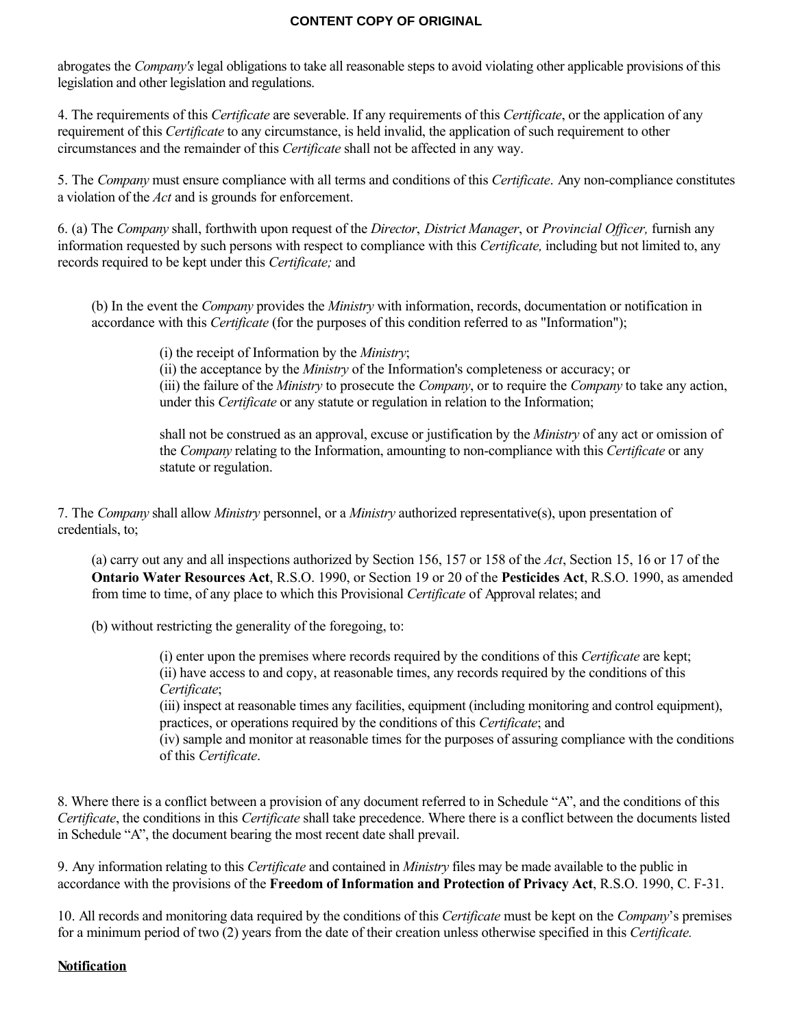abrogates the *Company's* legal obligations to take all reasonable steps to avoid violating other applicable provisions of this legislation and other legislation and regulations.

4. The requirements of this *Certificate* are severable. If any requirements of this *Certificate*, or the application of any requirement of this *Certificate* to any circumstance, is held invalid, the application of such requirement to other circumstances and the remainder of this *Certificate* shall not be affected in any way.

5. The *Company* must ensure compliance with all terms and conditions of this *Certificate*. Any non-compliance constitutes a violation of the *Act* and is grounds for enforcement.

6. (a) The *Company* shall, forthwith upon request of the *Director*, *District Manager*, or *Provincial Officer,* furnish any information requested by such persons with respect to compliance with this *Certificate,* including but not limited to, any records required to be kept under this *Certificate;* and

> (b) In the event the *Company* provides the *Ministry* with information, records, documentation or notification in accordance with this *Certificate* (for the purposes of this condition referred to as "Information");
>
> > (i) the receipt of Information by the *Ministry*;
> > (ii) the acceptance by the *Ministry* of the Information's completeness or accuracy; or
> > (iii) the failure of the *Ministry* to prosecute the *Company*, or to require the *Company* to take any action, under this *Certificate* or any statute or regulation in relation to the Information;
> >
> > shall not be construed as an approval, excuse or justification by the *Ministry* of any act or omission of the *Company* relating to the Information, amounting to non-compliance with this *Certificate* or any statute or regulation.

7. The *Company* shall allow *Ministry* personnel, or a *Ministry* authorized representative(s), upon presentation of credentials, to;

> (a) carry out any and all inspections authorized by Section 156, 157 or 158 of the *Act*, Section 15, 16 or 17 of the **Ontario Water Resources Act**, R.S.O. 1990, or Section 19 or 20 of the **Pesticides Act**, R.S.O. 1990, as amended from time to time, of any place to which this Provisional *Certificate* of Approval relates; and
>
> (b) without restricting the generality of the foregoing, to:
>
> > (i) enter upon the premises where records required by the conditions of this *Certificate* are kept;
> > (ii) have access to and copy, at reasonable times, any records required by the conditions of this *Certificate*;
> > (iii) inspect at reasonable times any facilities, equipment (including monitoring and control equipment), practices, or operations required by the conditions of this *Certificate*; and
> > (iv) sample and monitor at reasonable times for the purposes of assuring compliance with the conditions of this *Certificate*.

8. Where there is a conflict between a provision of any document referred to in Schedule "A", and the conditions of this *Certificate*, the conditions in this *Certificate* shall take precedence. Where there is a conflict between the documents listed in Schedule "A", the document bearing the most recent date shall prevail.

9. Any information relating to this *Certificate* and contained in *Ministry* files may be made available to the public in accordance with the provisions of the **Freedom of Information and Protection of Privacy Act**, R.S.O. 1990, C. F-31.

10. All records and monitoring data required by the conditions of this *Certificate* must be kept on the *Company*'s premises for a minimum period of two (2) years from the date of their creation unless otherwise specified in this *Certificate.*

**Notification**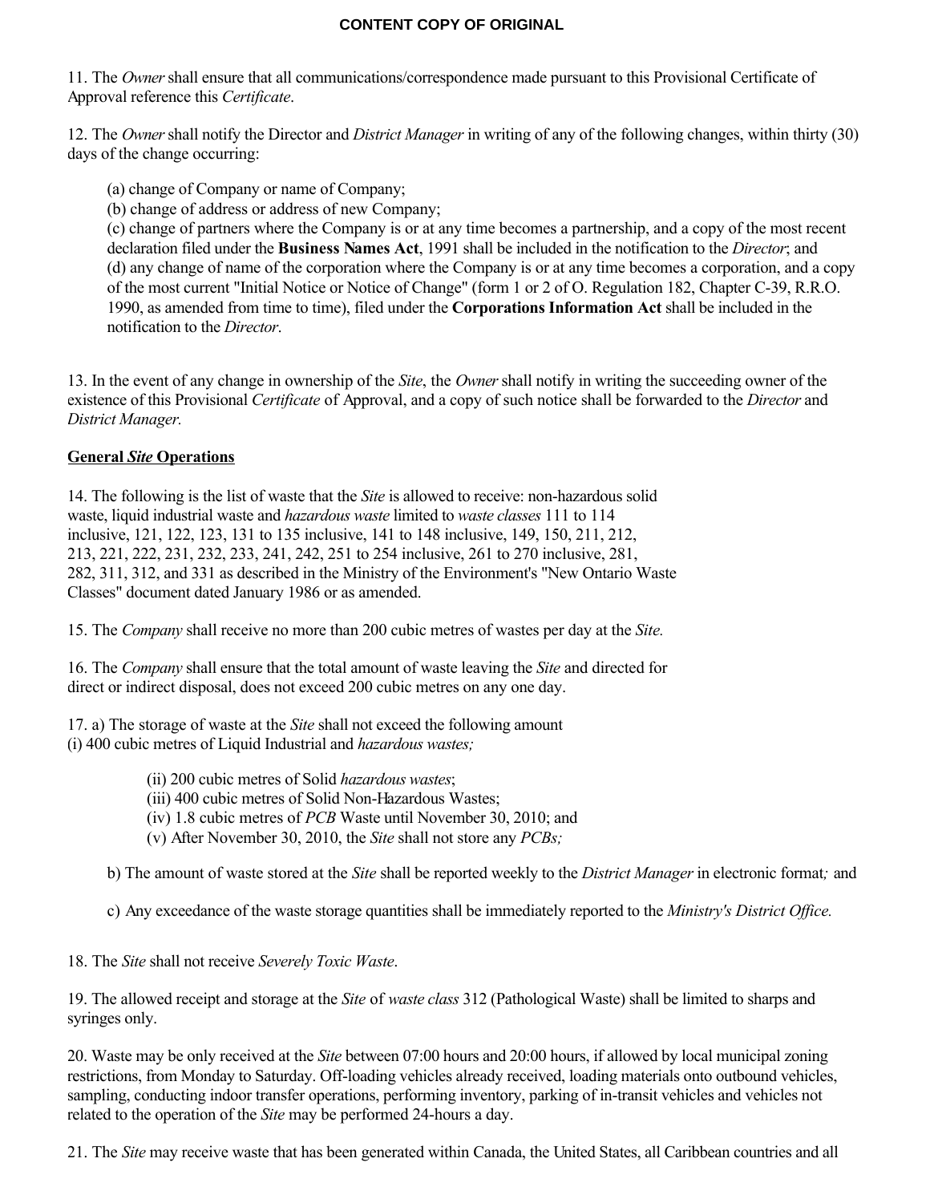**CONTENT COPY OF ORIGINAL**

11. The *Owner* shall ensure that all communications/correspondence made pursuant to this Provisional Certificate of Approval reference this *Certificate*.

12. The *Owner* shall notify the Director and *District Manager* in writing of any of the following changes, within thirty (30) days of the change occurring:

(a) change of Company or name of Company;
(b) change of address or address of new Company;
(c) change of partners where the Company is or at any time becomes a partnership, and a copy of the most recent declaration filed under the **Business Names Act**, 1991 shall be included in the notification to the *Director*; and
(d) any change of name of the corporation where the Company is or at any time becomes a corporation, and a copy of the most current "Initial Notice or Notice of Change" (form 1 or 2 of O. Regulation 182, Chapter C-39, R.R.O. 1990, as amended from time to time), filed under the **Corporations Information Act** shall be included in the notification to the *Director*.

13. In the event of any change in ownership of the *Site*, the *Owner* shall notify in writing the succeeding owner of the existence of this Provisional *Certificate* of Approval, and a copy of such notice shall be forwarded to the *Director* and *District Manager.*

**General *Site* Operations**

14. The following is the list of waste that the *Site* is allowed to receive: non-hazardous solid waste, liquid industrial waste and *hazardous waste* limited to *waste classes* 111 to 114 inclusive, 121, 122, 123, 131 to 135 inclusive, 141 to 148 inclusive, 149, 150, 211, 212, 213, 221, 222, 231, 232, 233, 241, 242, 251 to 254 inclusive, 261 to 270 inclusive, 281, 282, 311, 312, and 331 as described in the Ministry of the Environment's "New Ontario Waste Classes" document dated January 1986 or as amended.

15. The *Company* shall receive no more than 200 cubic metres of wastes per day at the *Site.*

16. The *Company* shall ensure that the total amount of waste leaving the *Site* and directed for direct or indirect disposal, does not exceed 200 cubic metres on any one day.

17. a) The storage of waste at the *Site* shall not exceed the following amount
(i) 400 cubic metres of Liquid Industrial and *hazardous wastes;*

(ii) 200 cubic metres of Solid *hazardous wastes*;
(iii) 400 cubic metres of Solid Non-Hazardous Wastes;
(iv) 1.8 cubic metres of *PCB* Waste until November 30, 2010; and
(v) After November 30, 2010, the *Site* shall not store any *PCBs;*

b) The amount of waste stored at the *Site* shall be reported weekly to the *District Manager* in electronic format*;* and

c) Any exceedance of the waste storage quantities shall be immediately reported to the *Ministry's District Office.*

18. The *Site* shall not receive *Severely Toxic Waste*.

19. The allowed receipt and storage at the *Site* of *waste class* 312 (Pathological Waste) shall be limited to sharps and syringes only.

20. Waste may be only received at the *Site* between 07:00 hours and 20:00 hours, if allowed by local municipal zoning restrictions, from Monday to Saturday. Off-loading vehicles already received, loading materials onto outbound vehicles, sampling, conducting indoor transfer operations, performing inventory, parking of in-transit vehicles and vehicles not related to the operation of the *Site* may be performed 24-hours a day.

21. The *Site* may receive waste that has been generated within Canada, the United States, all Caribbean countries and all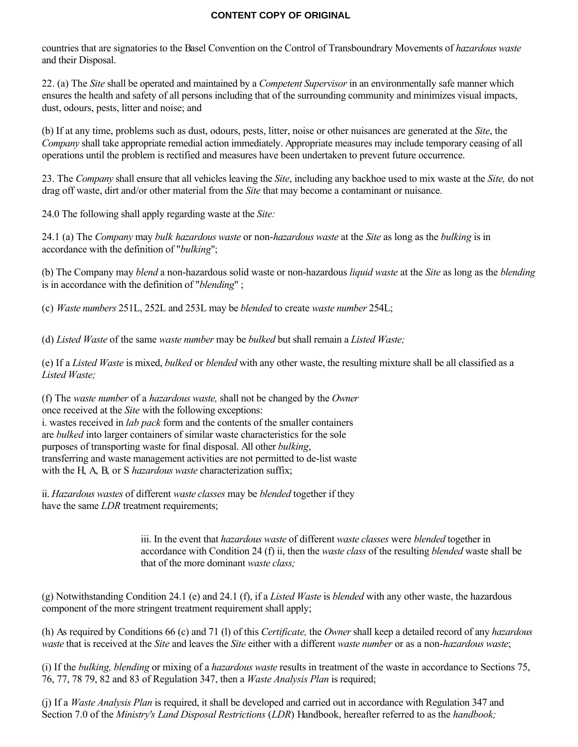countries that are signatories to the Basel Convention on the Control of Transboundrary Movements of *hazardous waste* and their Disposal.

22. (a) The *Site* shall be operated and maintained by a *Competent Supervisor* in an environmentally safe manner which ensures the health and safety of all persons including that of the surrounding community and minimizes visual impacts, dust, odours, pests, litter and noise; and

(b) If at any time, problems such as dust, odours, pests, litter, noise or other nuisances are generated at the *Site*, the *Company* shall take appropriate remedial action immediately. Appropriate measures may include temporary ceasing of all operations until the problem is rectified and measures have been undertaken to prevent future occurrence.

23. The *Company* shall ensure that all vehicles leaving the *Site*, including any backhoe used to mix waste at the *Site,* do not drag off waste, dirt and/or other material from the *Site* that may become a contaminant or nuisance.

24.0 The following shall apply regarding waste at the *Site:*

24.1 (a) The *Company* may *bulk hazardous waste* or non-*hazardous waste* at the *Site* as long as the *bulking* is in accordance with the definition of "*bulking*";

(b) The Company may *blend* a non-hazardous solid waste or non-hazardous *liquid waste* at the *Site* as long as the *blending* is in accordance with the definition of "*blending*" ;

(c) *Waste numbers* 251L, 252L and 253L may be *blended* to create *waste number* 254L;

(d) *Listed Waste* of the same *waste number* may be *bulked* but shall remain a *Listed Waste;*

(e) If a *Listed Waste* is mixed, *bulked* or *blended* with any other waste, the resulting mixture shall be all classified as a *Listed Waste;*

(f) The *waste number* of a *hazardous waste,* shall not be changed by the *Owner* once received at the *Site* with the following exceptions:

i. wastes received in *lab pack* form and the contents of the smaller containers are *bulked* into larger containers of similar waste characteristics for the sole purposes of transporting waste for final disposal. All other *bulking*, transferring and waste management activities are not permitted to de-list waste with the H, A, B, or S *hazardous waste* characterization suffix;

ii. *Hazardous wastes* of different *waste classes* may be *blended* together if they have the same *LDR* treatment requirements;

iii. In the event that *hazardous waste* of different *waste classes* were *blended* together in accordance with Condition 24 (f) ii, then the *waste class* of the resulting *blended* waste shall be that of the more dominant *waste class;*

(g) Notwithstanding Condition 24.1 (e) and 24.1 (f), if a *Listed Waste* is *blended* with any other waste, the hazardous component of the more stringent treatment requirement shall apply;

(h) As required by Conditions 66 (c) and 71 (l) of this *Certificate,* the *Owner* shall keep a detailed record of any *hazardous waste* that is received at the *Site* and leaves the *Site* either with a different *waste number* or as a non-*hazardous waste*;

(i) If the *bulking, blending* or mixing of a *hazardous waste* results in treatment of the waste in accordance to Sections 75, 76, 77, 78 79, 82 and 83 of Regulation 347, then a *Waste Analysis Plan* is required;

(j) If a *Waste Analysis Plan* is required, it shall be developed and carried out in accordance with Regulation 347 and Section 7.0 of the *Ministry's Land Disposal Restrictions* (*LDR*) Handbook, hereafter referred to as the *handbook;*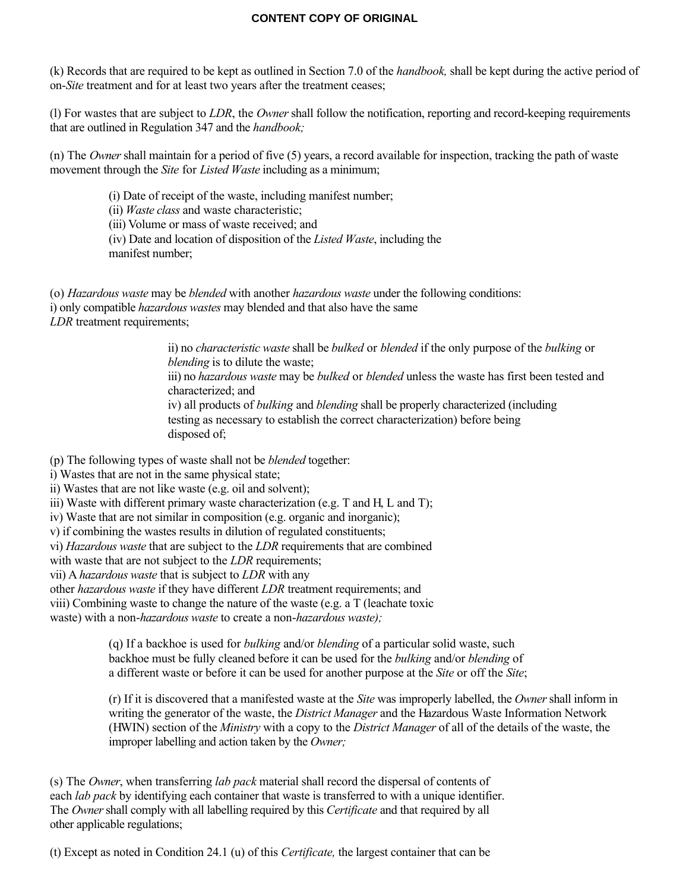(k) Records that are required to be kept as outlined in Section 7.0 of the *handbook,* shall be kept during the active period of on-*Site* treatment and for at least two years after the treatment ceases;

(l) For wastes that are subject to *LDR*, the *Owner* shall follow the notification, reporting and record-keeping requirements that are outlined in Regulation 347 and the *handbook;*

(n) The *Owner* shall maintain for a period of five (5) years, a record available for inspection, tracking the path of waste movement through the *Site* for *Listed Waste* including as a minimum;

(i) Date of receipt of the waste, including manifest number;
(ii) *Waste class* and waste characteristic;
(iii) Volume or mass of waste received; and
(iv) Date and location of disposition of the *Listed Waste*, including the manifest number;

(o) *Hazardous waste* may be *blended* with another *hazardous waste* under the following conditions:
i) only compatible *hazardous wastes* may blended and that also have the same *LDR* treatment requirements;

ii) no *characteristic waste* shall be *bulked* or *blended* if the only purpose of the *bulking* or *blending* is to dilute the waste;
iii) no *hazardous waste* may be *bulked* or *blended* unless the waste has first been tested and characterized; and
iv) all products of *bulking* and *blending* shall be properly characterized (including testing as necessary to establish the correct characterization) before being disposed of;

(p) The following types of waste shall not be *blended* together:
i) Wastes that are not in the same physical state;
ii) Wastes that are not like waste (e.g. oil and solvent);
iii) Waste with different primary waste characterization (e.g. T and H, L and T);
iv) Waste that are not similar in composition (e.g. organic and inorganic);
v) if combining the wastes results in dilution of regulated constituents;
vi) *Hazardous waste* that are subject to the *LDR* requirements that are combined with waste that are not subject to the *LDR* requirements;
vii) A *hazardous waste* that is subject to *LDR* with any other *hazardous waste* if they have different *LDR* treatment requirements; and
viii) Combining waste to change the nature of the waste (e.g. a T (leachate toxic waste) with a non-*hazardous waste* to create a non-*hazardous waste);*

(q) If a backhoe is used for *bulking* and/or *blending* of a particular solid waste, such backhoe must be fully cleaned before it can be used for the *bulking* and/or *blending* of a different waste or before it can be used for another purpose at the *Site* or off the *Site*;

(r) If it is discovered that a manifested waste at the *Site* was improperly labelled, the *Owner* shall inform in writing the generator of the waste, the *District Manager* and the Hazardous Waste Information Network (HWIN) section of the *Ministry* with a copy to the *District Manager* of all of the details of the waste, the improper labelling and action taken by the *Owner;*

(s) The *Owner*, when transferring *lab pack* material shall record the dispersal of contents of each *lab pack* by identifying each container that waste is transferred to with a unique identifier. The *Owner* shall comply with all labelling required by this *Certificate* and that required by all other applicable regulations;

(t) Except as noted in Condition 24.1 (u) of this *Certificate,* the largest container that can be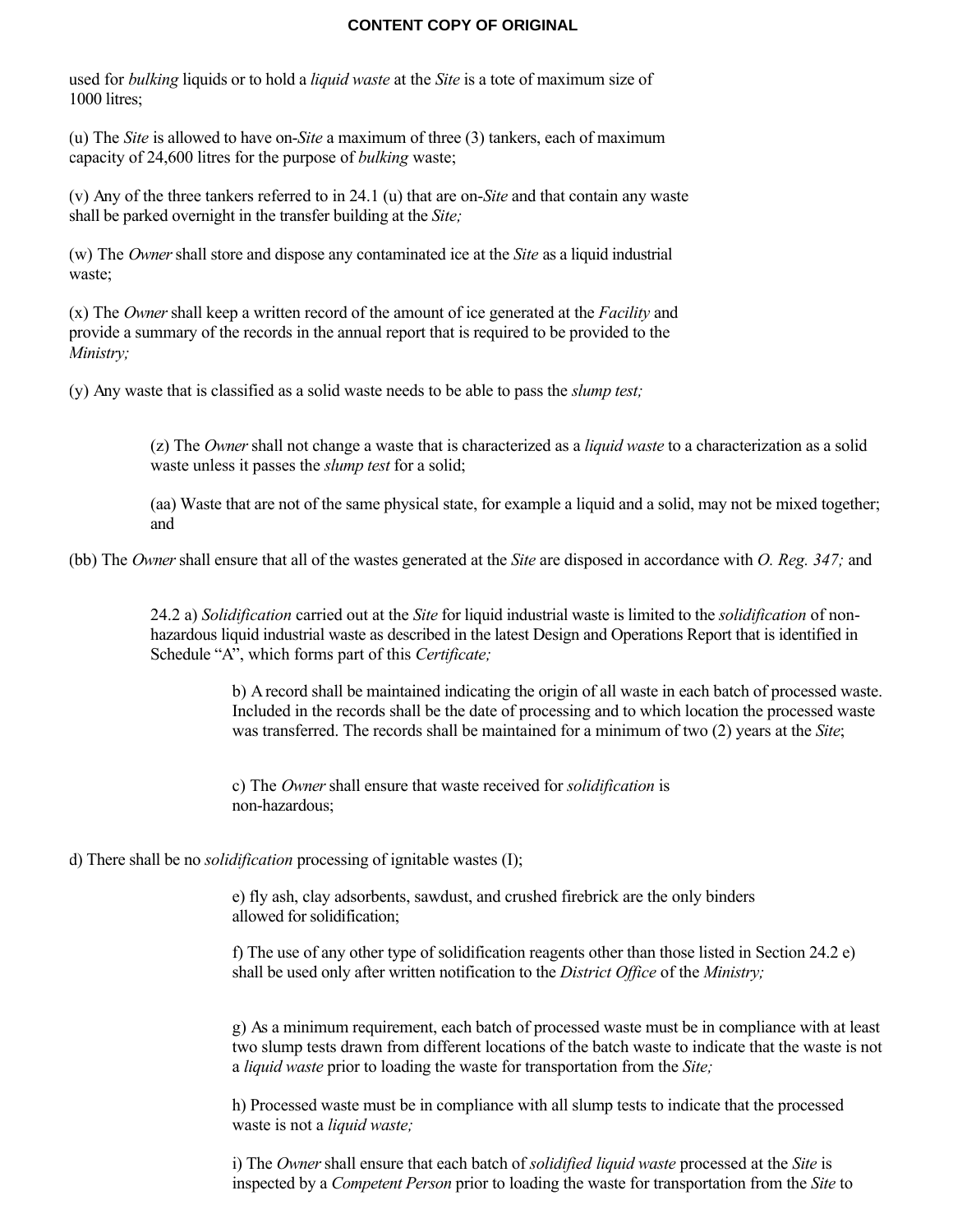**CONTENT COPY OF ORIGINAL**

used for *bulking* liquids or to hold a *liquid waste* at the *Site* is a tote of maximum size of 1000 litres;

(u) The *Site* is allowed to have on-*Site* a maximum of three (3) tankers, each of maximum capacity of 24,600 litres for the purpose of *bulking* waste;

(v) Any of the three tankers referred to in 24.1 (u) that are on-*Site* and that contain any waste shall be parked overnight in the transfer building at the *Site;*

(w) The *Owner* shall store and dispose any contaminated ice at the *Site* as a liquid industrial waste;

(x) The *Owner* shall keep a written record of the amount of ice generated at the *Facility* and provide a summary of the records in the annual report that is required to be provided to the *Ministry;*

(y) Any waste that is classified as a solid waste needs to be able to pass the *slump test;*

(z) The *Owner* shall not change a waste that is characterized as a *liquid waste* to a characterization as a solid waste unless it passes the *slump test* for a solid;

(aa) Waste that are not of the same physical state, for example a liquid and a solid, may not be mixed together; and

(bb) The *Owner* shall ensure that all of the wastes generated at the *Site* are disposed in accordance with *O. Reg. 347;* and

24.2 a) *Solidification* carried out at the *Site* for liquid industrial waste is limited to the *solidification* of non-hazardous liquid industrial waste as described in the latest Design and Operations Report that is identified in Schedule “A”, which forms part of this *Certificate;*

b) A record shall be maintained indicating the origin of all waste in each batch of processed waste. Included in the records shall be the date of processing and to which location the processed waste was transferred. The records shall be maintained for a minimum of two (2) years at the *Site*;

c) The *Owner* shall ensure that waste received for *solidification* is non-hazardous;

d) There shall be no *solidification* processing of ignitable wastes (I);

e) fly ash, clay adsorbents, sawdust, and crushed firebrick are the only binders allowed for solidification;

f) The use of any other type of solidification reagents other than those listed in Section 24.2 e) shall be used only after written notification to the *District Office* of the *Ministry;*

g) As a minimum requirement, each batch of processed waste must be in compliance with at least two slump tests drawn from different locations of the batch waste to indicate that the waste is not a *liquid waste* prior to loading the waste for transportation from the *Site;*

h) Processed waste must be in compliance with all slump tests to indicate that the processed waste is not a *liquid waste;*

i) The *Owner* shall ensure that each batch of *solidified liquid waste* processed at the *Site* is inspected by a *Competent Person* prior to loading the waste for transportation from the *Site* to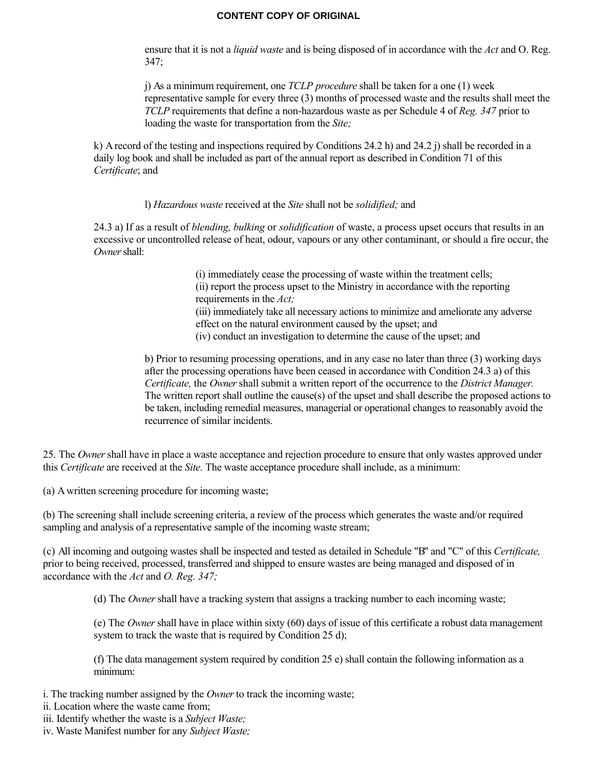ensure that it is not a *liquid waste* and is being disposed of in accordance with the *Act* and O. Reg. 347;

j) As a minimum requirement, one *TCLP procedure* shall be taken for a one (1) week representative sample for every three (3) months of processed waste and the results shall meet the *TCLP* requirements that define a non-hazardous waste as per Schedule 4 of *Reg. 347* prior to loading the waste for transportation from the *Site;*

k) A record of the testing and inspections required by Conditions 24.2 h) and 24.2 j) shall be recorded in a daily log book and shall be included as part of the annual report as described in Condition 71 of this *Certificate*; and

l) *Hazardous waste* received at the *Site* shall not be *solidified;* and

24.3 a) If as a result of *blending, bulking* or *solidification* of waste, a process upset occurs that results in an excessive or uncontrolled release of heat, odour, vapours or any other contaminant, or should a fire occur, the *Owner* shall:

(i) immediately cease the processing of waste within the treatment cells;
(ii) report the process upset to the Ministry in accordance with the reporting requirements in the *Act;*
(iii) immediately take all necessary actions to minimize and ameliorate any adverse effect on the natural environment caused by the upset; and
(iv) conduct an investigation to determine the cause of the upset; and

b) Prior to resuming processing operations, and in any case no later than three (3) working days after the processing operations have been ceased in accordance with Condition 24.3 a) of this *Certificate,* the *Owner* shall submit a written report of the occurrence to the *District Manager.* The written report shall outline the cause(s) of the upset and shall describe the proposed actions to be taken, including remedial measures, managerial or operational changes to reasonably avoid the recurrence of similar incidents.

25. The *Owner* shall have in place a waste acceptance and rejection procedure to ensure that only wastes approved under this *Certificate* are received at the *Site.* The waste acceptance procedure shall include, as a minimum:

(a) A written screening procedure for incoming waste;

(b) The screening shall include screening criteria, a review of the process which generates the waste and/or required sampling and analysis of a representative sample of the incoming waste stream;

(c) All incoming and outgoing wastes shall be inspected and tested as detailed in Schedule "B" and "C" of this *Certificate,* prior to being received, processed, transferred and shipped to ensure wastes are being managed and disposed of in accordance with the *Act* and *O. Reg. 347;*

(d) The *Owner* shall have a tracking system that assigns a tracking number to each incoming waste;

(e) The *Owner* shall have in place within sixty (60) days of issue of this certificate a robust data management system to track the waste that is required by Condition 25 d);

(f) The data management system required by condition 25 e) shall contain the following information as a minimum:

i. The tracking number assigned by the *Owner* to track the incoming waste;
ii. Location where the waste came from;
iii. Identify whether the waste is a *Subject Waste;*
iv. Waste Manifest number for any *Subject Waste;*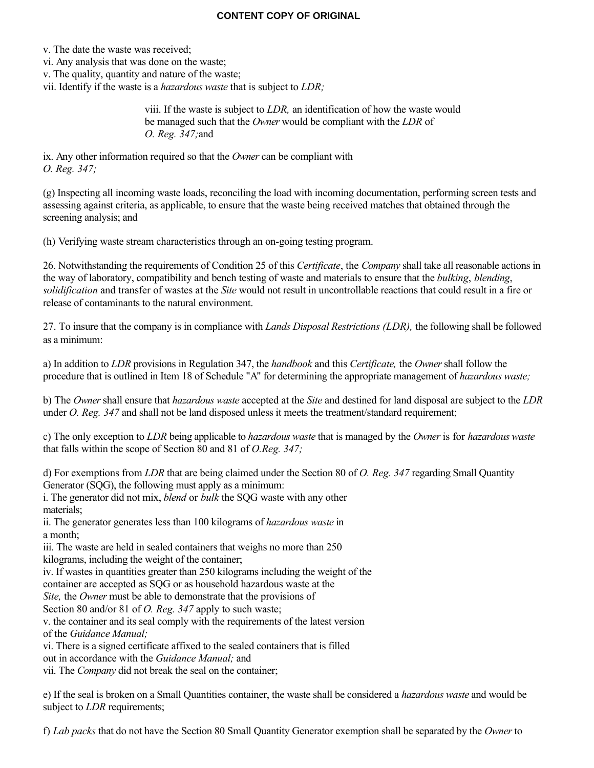**CONTENT COPY OF ORIGINAL**

v. The date the waste was received;
vi. Any analysis that was done on the waste;
v. The quality, quantity and nature of the waste;
vii. Identify if the waste is a *hazardous waste* that is subject to *LDR;*

viii. If the waste is subject to *LDR,* an identification of how the waste would be managed such that the *Owner* would be compliant with the *LDR* of *O. Reg. 347;* and

ix. Any other information required so that the *Owner* can be compliant with *O. Reg. 347;*

(g) Inspecting all incoming waste loads, reconciling the load with incoming documentation, performing screen tests and assessing against criteria, as applicable, to ensure that the waste being received matches that obtained through the screening analysis; and

(h) Verifying waste stream characteristics through an on-going testing program.

26. Notwithstanding the requirements of Condition 25 of this *Certificate*, the *Company* shall take all reasonable actions in the way of laboratory, compatibility and bench testing of waste and materials to ensure that the *bulking*, *blending*, *solidification* and transfer of wastes at the *Site* would not result in uncontrollable reactions that could result in a fire or release of contaminants to the natural environment.

27. To insure that the company is in compliance with *Lands Disposal Restrictions (LDR),* the following shall be followed as a minimum:

a) In addition to *LDR* provisions in Regulation 347, the *handbook* and this *Certificate,* the *Owner* shall follow the procedure that is outlined in Item 18 of Schedule "A" for determining the appropriate management of *hazardous waste;*

b) The *Owner* shall ensure that *hazardous waste* accepted at the *Site* and destined for land disposal are subject to the *LDR* under *O. Reg. 347* and shall not be land disposed unless it meets the treatment/standard requirement;

c) The only exception to *LDR* being applicable to *hazardous waste* that is managed by the *Owner* is for *hazardous waste* that falls within the scope of Section 80 and 81 of *O.Reg. 347;*

d) For exemptions from *LDR* that are being claimed under the Section 80 of *O. Reg. 347* regarding Small Quantity Generator (SQG), the following must apply as a minimum:
i. The generator did not mix, *blend* or *bulk* the SQG waste with any other materials;
ii. The generator generates less than 100 kilograms of *hazardous waste* in a month;
iii. The waste are held in sealed containers that weighs no more than 250 kilograms, including the weight of the container;
iv. If wastes in quantities greater than 250 kilograms including the weight of the container are accepted as SQG or as household hazardous waste at the *Site,* the *Owner* must be able to demonstrate that the provisions of Section 80 and/or 81 of *O. Reg. 347* apply to such waste;
v. the container and its seal comply with the requirements of the latest version of the *Guidance Manual;*
vi. There is a signed certificate affixed to the sealed containers that is filled out in accordance with the *Guidance Manual;* and
vii. The *Company* did not break the seal on the container;

e) If the seal is broken on a Small Quantities container, the waste shall be considered a *hazardous waste* and would be subject to *LDR* requirements;

f) *Lab packs* that do not have the Section 80 Small Quantity Generator exemption shall be separated by the *Owner* to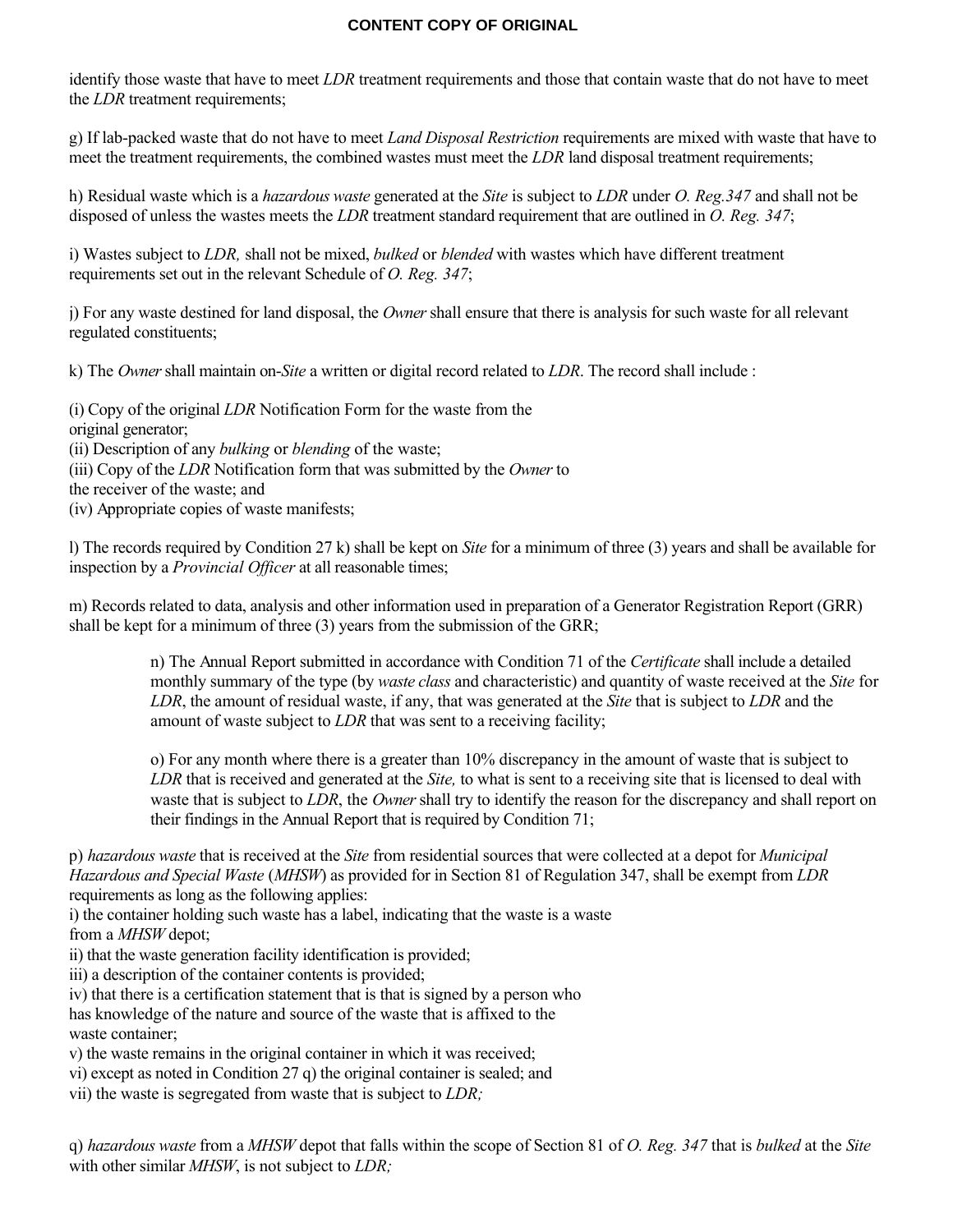**CONTENT COPY OF ORIGINAL**

identify those waste that have to meet *LDR* treatment requirements and those that contain waste that do not have to meet the *LDR* treatment requirements;

g) If lab-packed waste that do not have to meet *Land Disposal Restriction* requirements are mixed with waste that have to meet the treatment requirements, the combined wastes must meet the *LDR* land disposal treatment requirements;

h) Residual waste which is a *hazardous waste* generated at the *Site* is subject to *LDR* under *O. Reg.347* and shall not be disposed of unless the wastes meets the *LDR* treatment standard requirement that are outlined in *O. Reg. 347*;

i) Wastes subject to *LDR,* shall not be mixed, *bulked* or *blended* with wastes which have different treatment requirements set out in the relevant Schedule of *O. Reg. 347*;

j) For any waste destined for land disposal, the *Owner* shall ensure that there is analysis for such waste for all relevant regulated constituents;

k) The *Owner* shall maintain on-*Site* a written or digital record related to *LDR*. The record shall include :

(i) Copy of the original *LDR* Notification Form for the waste from the original generator;
(ii) Description of any *bulking* or *blending* of the waste;
(iii) Copy of the *LDR* Notification form that was submitted by the *Owner* to the receiver of the waste; and
(iv) Appropriate copies of waste manifests;

l) The records required by Condition 27 k) shall be kept on *Site* for a minimum of three (3) years and shall be available for inspection by a *Provincial Officer* at all reasonable times;

m) Records related to data, analysis and other information used in preparation of a Generator Registration Report (GRR) shall be kept for a minimum of three (3) years from the submission of the GRR;

n) The Annual Report submitted in accordance with Condition 71 of the *Certificate* shall include a detailed monthly summary of the type (by *waste class* and characteristic) and quantity of waste received at the *Site* for *LDR*, the amount of residual waste, if any, that was generated at the *Site* that is subject to *LDR* and the amount of waste subject to *LDR* that was sent to a receiving facility;

o) For any month where there is a greater than 10% discrepancy in the amount of waste that is subject to *LDR* that is received and generated at the *Site,* to what is sent to a receiving site that is licensed to deal with waste that is subject to *LDR*, the *Owner* shall try to identify the reason for the discrepancy and shall report on their findings in the Annual Report that is required by Condition 71;

p) *hazardous waste* that is received at the *Site* from residential sources that were collected at a depot for *Municipal Hazardous and Special Waste* (*MHSW*) as provided for in Section 81 of Regulation 347, shall be exempt from *LDR* requirements as long as the following applies:
i) the container holding such waste has a label, indicating that the waste is a waste from a *MHSW* depot;
ii) that the waste generation facility identification is provided;
iii) a description of the container contents is provided;
iv) that there is a certification statement that is that is signed by a person who has knowledge of the nature and source of the waste that is affixed to the waste container;
v) the waste remains in the original container in which it was received;
vi) except as noted in Condition 27 q) the original container is sealed; and
vii) the waste is segregated from waste that is subject to *LDR;*

q) *hazardous waste* from a *MHSW* depot that falls within the scope of Section 81 of *O. Reg. 347* that is *bulked* at the *Site* with other similar *MHSW*, is not subject to *LDR;*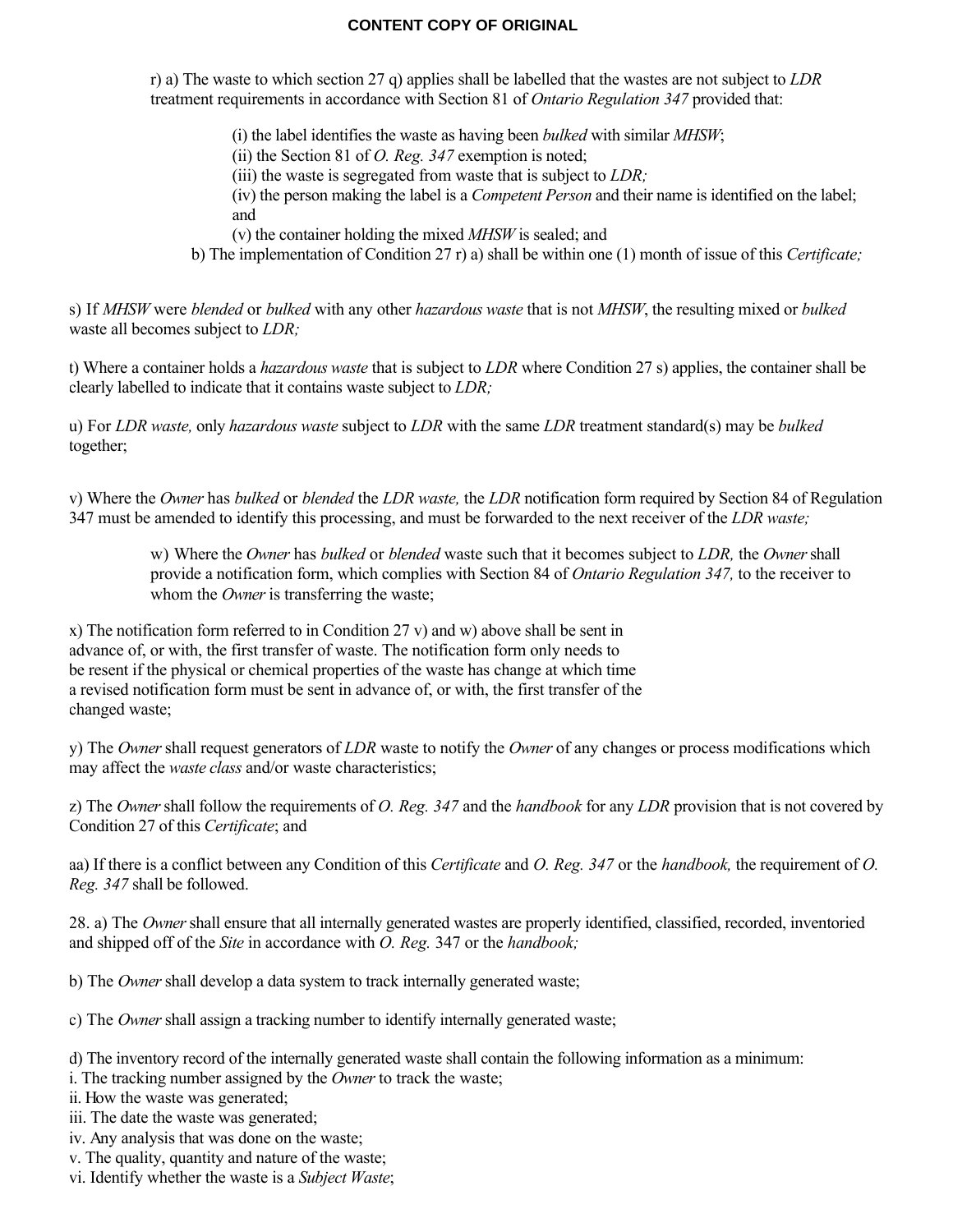r) a) The waste to which section 27 q) applies shall be labelled that the wastes are not subject to *LDR* treatment requirements in accordance with Section 81 of *Ontario Regulation 347* provided that:

(i) the label identifies the waste as having been *bulked* with similar *MHSW*;
(ii) the Section 81 of *O. Reg. 347* exemption is noted;
(iii) the waste is segregated from waste that is subject to *LDR;*
(iv) the person making the label is a *Competent Person* and their name is identified on the label; and
(v) the container holding the mixed *MHSW* is sealed; and

b) The implementation of Condition 27 r) a) shall be within one (1) month of issue of this *Certificate;*

s) If *MHSW* were *blended* or *bulked* with any other *hazardous waste* that is not *MHSW*, the resulting mixed or *bulked* waste all becomes subject to *LDR;*

t) Where a container holds a *hazardous waste* that is subject to *LDR* where Condition 27 s) applies, the container shall be clearly labelled to indicate that it contains waste subject to *LDR;*

u) For *LDR waste,* only *hazardous waste* subject to *LDR* with the same *LDR* treatment standard(s) may be *bulked* together;

v) Where the *Owner* has *bulked* or *blended* the *LDR waste,* the *LDR* notification form required by Section 84 of Regulation 347 must be amended to identify this processing, and must be forwarded to the next receiver of the *LDR waste;*

w) Where the *Owner* has *bulked* or *blended* waste such that it becomes subject to *LDR,* the *Owner* shall provide a notification form, which complies with Section 84 of *Ontario Regulation 347,* to the receiver to whom the *Owner* is transferring the waste;

x) The notification form referred to in Condition 27 v) and w) above shall be sent in advance of, or with, the first transfer of waste. The notification form only needs to be resent if the physical or chemical properties of the waste has change at which time a revised notification form must be sent in advance of, or with, the first transfer of the changed waste;

y) The *Owner* shall request generators of *LDR* waste to notify the *Owner* of any changes or process modifications which may affect the *waste class* and/or waste characteristics;

z) The *Owner* shall follow the requirements of *O. Reg. 347* and the *handbook* for any *LDR* provision that is not covered by Condition 27 of this *Certificate*; and

aa) If there is a conflict between any Condition of this *Certificate* and *O. Reg. 347* or the *handbook,* the requirement of *O. Reg. 347* shall be followed.

28. a) The *Owner* shall ensure that all internally generated wastes are properly identified, classified, recorded, inventoried and shipped off of the *Site* in accordance with *O. Reg.* 347 or the *handbook;*

b) The *Owner* shall develop a data system to track internally generated waste;

c) The *Owner* shall assign a tracking number to identify internally generated waste;

d) The inventory record of the internally generated waste shall contain the following information as a minimum:
i. The tracking number assigned by the *Owner* to track the waste;
ii. How the waste was generated;
iii. The date the waste was generated;
iv. Any analysis that was done on the waste;
v. The quality, quantity and nature of the waste;
vi. Identify whether the waste is a *Subject Waste*;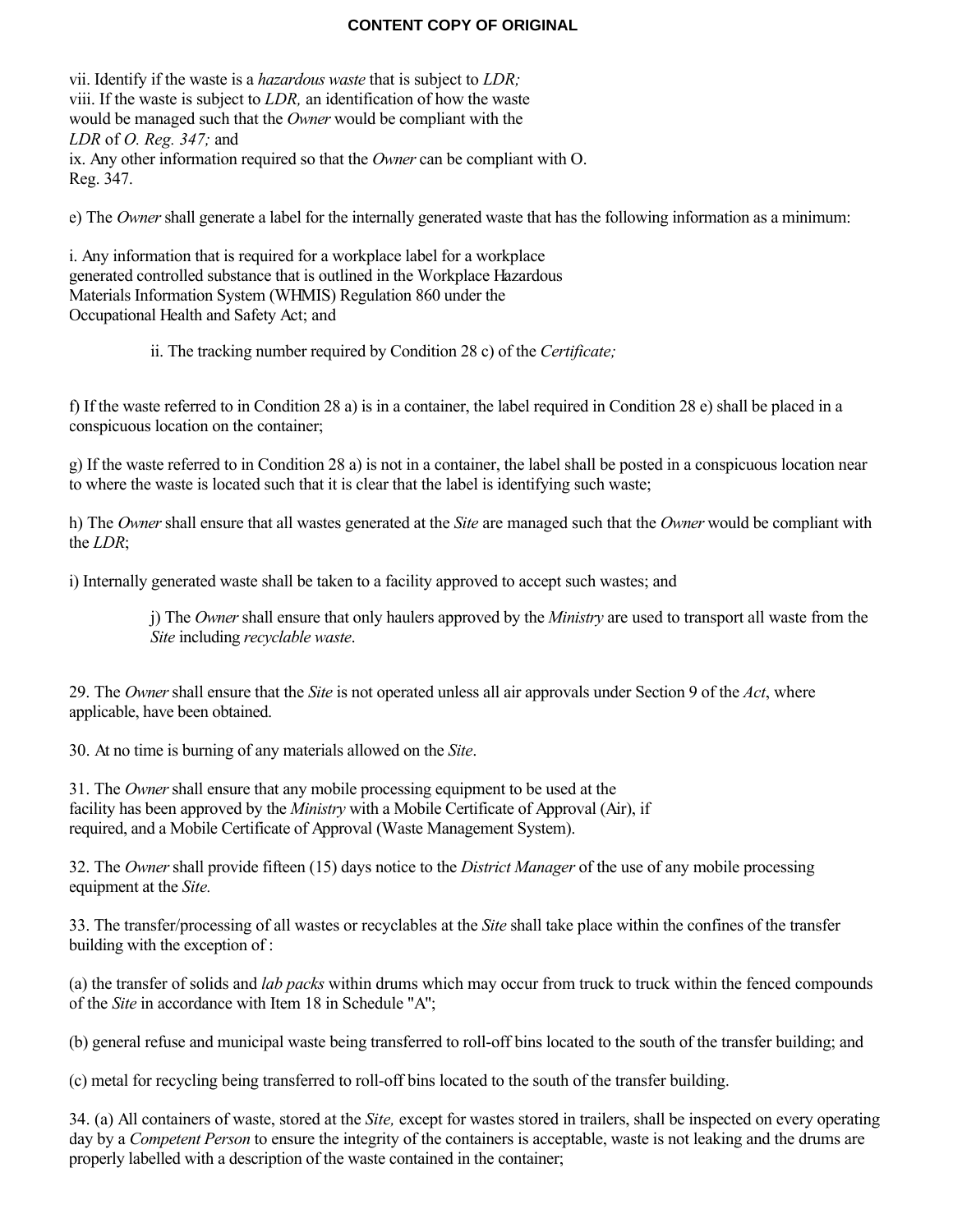**CONTENT COPY OF ORIGINAL**

vii. Identify if the waste is a *hazardous waste* that is subject to *LDR;*
viii. If the waste is subject to *LDR,* an identification of how the waste would be managed such that the *Owner* would be compliant with the *LDR* of *O. Reg. 347;* and
ix. Any other information required so that the *Owner* can be compliant with O. Reg. 347.

e) The *Owner* shall generate a label for the internally generated waste that has the following information as a minimum:

i. Any information that is required for a workplace label for a workplace generated controlled substance that is outlined in the Workplace Hazardous Materials Information System (WHMIS) Regulation 860 under the Occupational Health and Safety Act; and

ii. The tracking number required by Condition 28 c) of the *Certificate;*

f) If the waste referred to in Condition 28 a) is in a container, the label required in Condition 28 e) shall be placed in a conspicuous location on the container;

g) If the waste referred to in Condition 28 a) is not in a container, the label shall be posted in a conspicuous location near to where the waste is located such that it is clear that the label is identifying such waste;

h) The *Owner* shall ensure that all wastes generated at the *Site* are managed such that the *Owner* would be compliant with the *LDR*;

i) Internally generated waste shall be taken to a facility approved to accept such wastes; and

j) The *Owner* shall ensure that only haulers approved by the *Ministry* are used to transport all waste from the *Site* including *recyclable waste*.

29. The *Owner* shall ensure that the *Site* is not operated unless all air approvals under Section 9 of the *Act*, where applicable, have been obtained.

30. At no time is burning of any materials allowed on the *Site*.

31. The *Owner* shall ensure that any mobile processing equipment to be used at the facility has been approved by the *Ministry* with a Mobile Certificate of Approval (Air), if required, and a Mobile Certificate of Approval (Waste Management System).

32. The *Owner* shall provide fifteen (15) days notice to the *District Manager* of the use of any mobile processing equipment at the *Site.*

33. The transfer/processing of all wastes or recyclables at the *Site* shall take place within the confines of the transfer building with the exception of :

(a) the transfer of solids and *lab packs* within drums which may occur from truck to truck within the fenced compounds of the *Site* in accordance with Item 18 in Schedule "A";

(b) general refuse and municipal waste being transferred to roll-off bins located to the south of the transfer building; and

(c) metal for recycling being transferred to roll-off bins located to the south of the transfer building.

34. (a) All containers of waste, stored at the *Site,* except for wastes stored in trailers, shall be inspected on every operating day by a *Competent Person* to ensure the integrity of the containers is acceptable, waste is not leaking and the drums are properly labelled with a description of the waste contained in the container;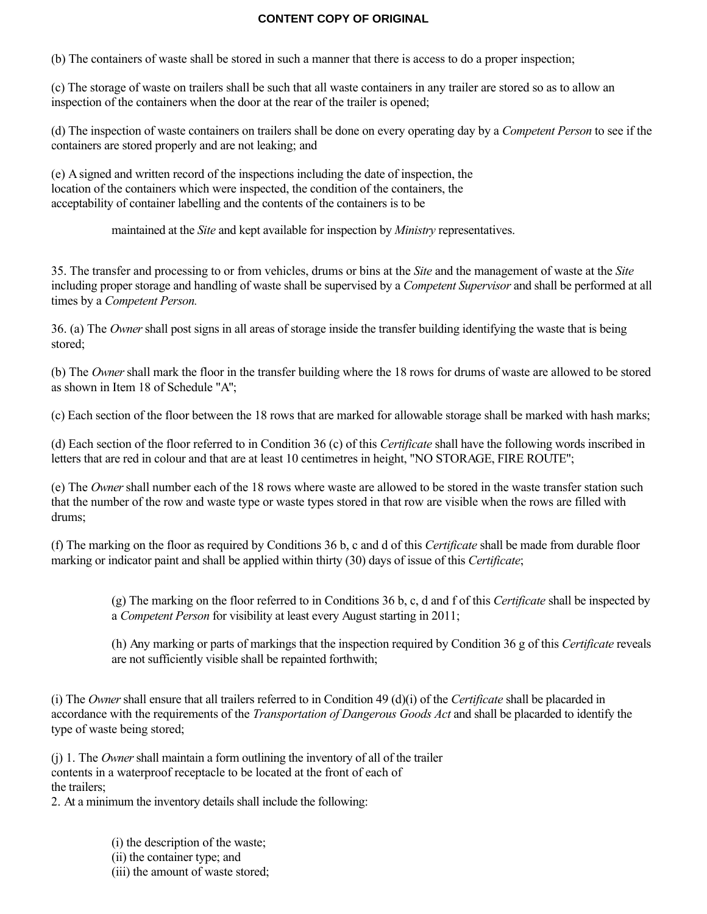**CONTENT COPY OF ORIGINAL**

(b) The containers of waste shall be stored in such a manner that there is access to do a proper inspection;

(c) The storage of waste on trailers shall be such that all waste containers in any trailer are stored so as to allow an inspection of the containers when the door at the rear of the trailer is opened;

(d) The inspection of waste containers on trailers shall be done on every operating day by a *Competent Person* to see if the containers are stored properly and are not leaking; and

(e) A signed and written record of the inspections including the date of inspection, the location of the containers which were inspected, the condition of the containers, the acceptability of container labelling and the contents of the containers is to be

maintained at the *Site* and kept available for inspection by *Ministry* representatives.

35. The transfer and processing to or from vehicles, drums or bins at the *Site* and the management of waste at the *Site* including proper storage and handling of waste shall be supervised by a *Competent Supervisor* and shall be performed at all times by a *Competent Person.*

36. (a) The *Owner* shall post signs in all areas of storage inside the transfer building identifying the waste that is being stored;

(b) The *Owner* shall mark the floor in the transfer building where the 18 rows for drums of waste are allowed to be stored as shown in Item 18 of Schedule "A";

(c) Each section of the floor between the 18 rows that are marked for allowable storage shall be marked with hash marks;

(d) Each section of the floor referred to in Condition 36 (c) of this *Certificate* shall have the following words inscribed in letters that are red in colour and that are at least 10 centimetres in height, "NO STORAGE, FIRE ROUTE";

(e) The *Owner* shall number each of the 18 rows where waste are allowed to be stored in the waste transfer station such that the number of the row and waste type or waste types stored in that row are visible when the rows are filled with drums;

(f) The marking on the floor as required by Conditions 36 b, c and d of this *Certificate* shall be made from durable floor marking or indicator paint and shall be applied within thirty (30) days of issue of this *Certificate*;

(g) The marking on the floor referred to in Conditions 36 b, c, d and f of this *Certificate* shall be inspected by a *Competent Person* for visibility at least every August starting in 2011;

(h) Any marking or parts of markings that the inspection required by Condition 36 g of this *Certificate* reveals are not sufficiently visible shall be repainted forthwith;

(i) The *Owner* shall ensure that all trailers referred to in Condition 49 (d)(i) of the *Certificate* shall be placarded in accordance with the requirements of the *Transportation of Dangerous Goods Act* and shall be placarded to identify the type of waste being stored;

(j) 1. The *Owner* shall maintain a form outlining the inventory of all of the trailer contents in a waterproof receptacle to be located at the front of each of the trailers;
2. At a minimum the inventory details shall include the following:

(i) the description of the waste;
(ii) the container type; and
(iii) the amount of waste stored;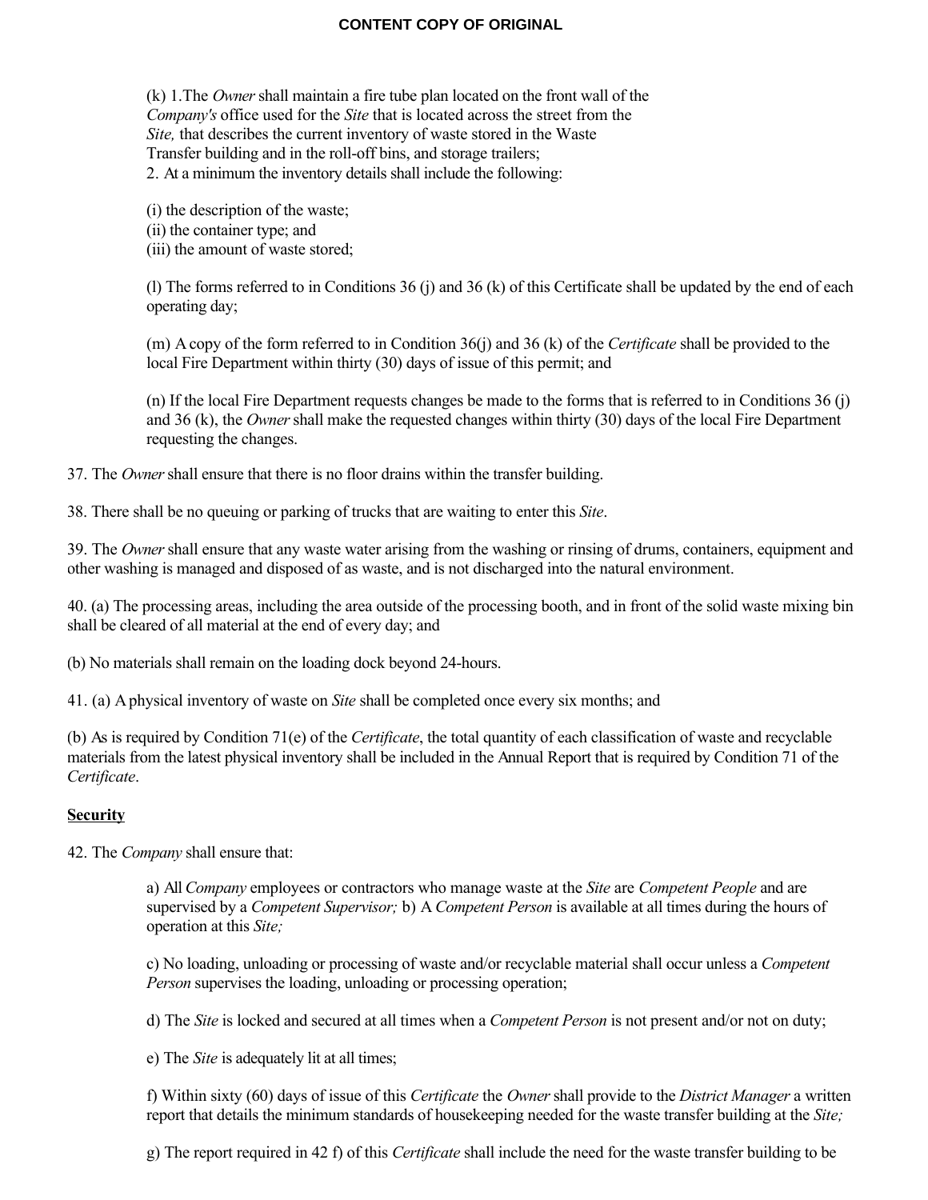(k) 1.The *Owner* shall maintain a fire tube plan located on the front wall of the *Company's* office used for the *Site* that is located across the street from the *Site,* that describes the current inventory of waste stored in the Waste Transfer building and in the roll-off bins, and storage trailers;
2. At a minimum the inventory details shall include the following:

(i) the description of the waste;
(ii) the container type; and
(iii) the amount of waste stored;

(l) The forms referred to in Conditions 36 (j) and 36 (k) of this Certificate shall be updated by the end of each operating day;

(m) A copy of the form referred to in Condition 36(j) and 36 (k) of the *Certificate* shall be provided to the local Fire Department within thirty (30) days of issue of this permit; and

(n) If the local Fire Department requests changes be made to the forms that is referred to in Conditions 36 (j) and 36 (k), the *Owner* shall make the requested changes within thirty (30) days of the local Fire Department requesting the changes.

37. The *Owner* shall ensure that there is no floor drains within the transfer building.

38. There shall be no queuing or parking of trucks that are waiting to enter this *Site*.

39. The *Owner* shall ensure that any waste water arising from the washing or rinsing of drums, containers, equipment and other washing is managed and disposed of as waste, and is not discharged into the natural environment.

40. (a) The processing areas, including the area outside of the processing booth, and in front of the solid waste mixing bin shall be cleared of all material at the end of every day; and

(b) No materials shall remain on the loading dock beyond 24-hours.

41. (a) A physical inventory of waste on *Site* shall be completed once every six months; and

(b) As is required by Condition 71(e) of the *Certificate*, the total quantity of each classification of waste and recyclable materials from the latest physical inventory shall be included in the Annual Report that is required by Condition 71 of the *Certificate*.

**Security**

42. The *Company* shall ensure that:

a) All *Company* employees or contractors who manage waste at the *Site* are *Competent People* and are supervised by a *Competent Supervisor;* b) A *Competent Person* is available at all times during the hours of operation at this *Site;*

c) No loading, unloading or processing of waste and/or recyclable material shall occur unless a *Competent Person* supervises the loading, unloading or processing operation;

d) The *Site* is locked and secured at all times when a *Competent Person* is not present and/or not on duty;

e) The *Site* is adequately lit at all times;

f) Within sixty (60) days of issue of this *Certificate* the *Owner* shall provide to the *District Manager* a written report that details the minimum standards of housekeeping needed for the waste transfer building at the *Site;*

g) The report required in 42 f) of this *Certificate* shall include the need for the waste transfer building to be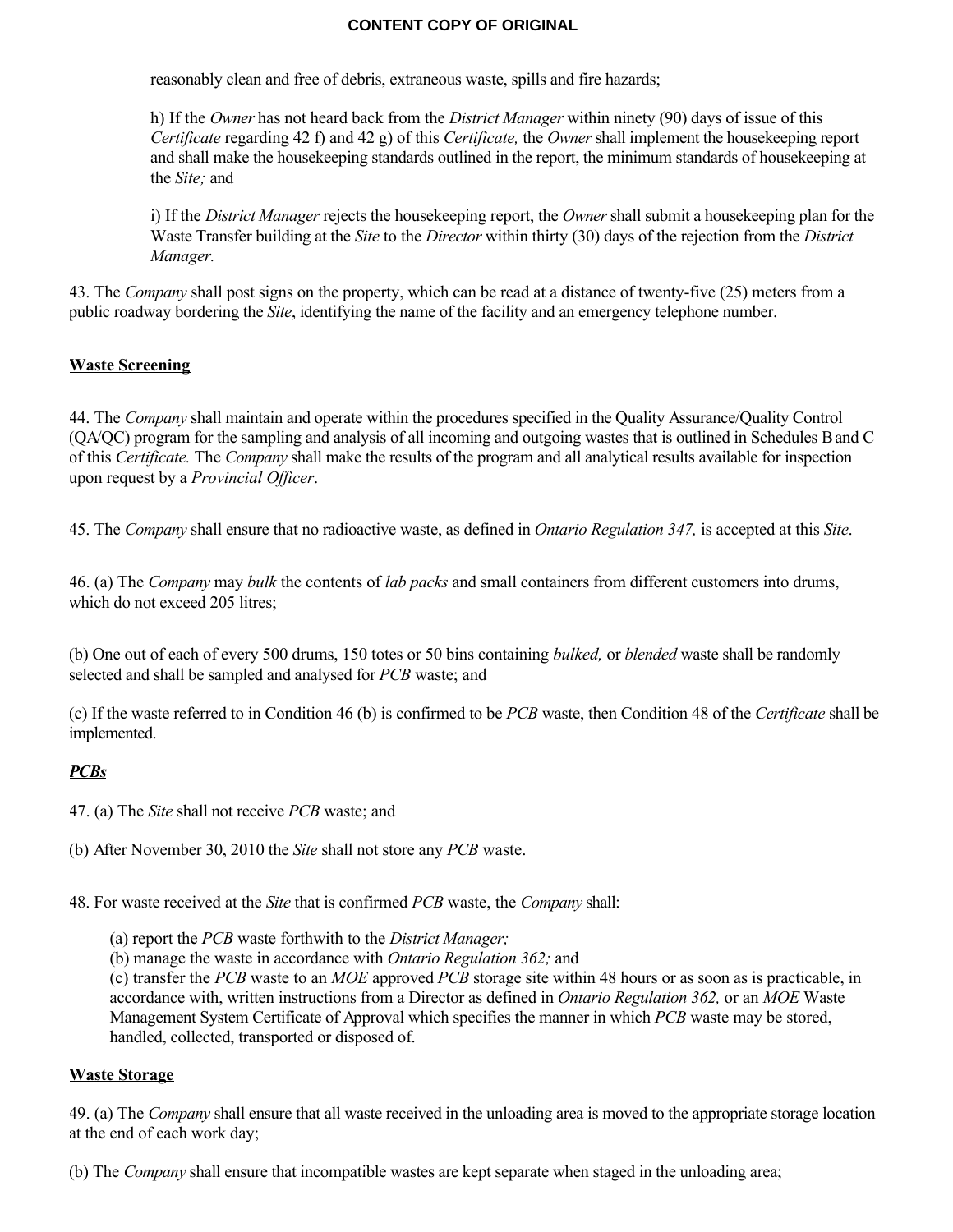reasonably clean and free of debris, extraneous waste, spills and fire hazards;

h) If the *Owner* has not heard back from the *District Manager* within ninety (90) days of issue of this *Certificate* regarding 42 f) and 42 g) of this *Certificate,* the *Owner* shall implement the housekeeping report and shall make the housekeeping standards outlined in the report, the minimum standards of housekeeping at the *Site;* and

i) If the *District Manager* rejects the housekeeping report, the *Owner* shall submit a housekeeping plan for the Waste Transfer building at the *Site* to the *Director* within thirty (30) days of the rejection from the *District Manager.*

43. The *Company* shall post signs on the property, which can be read at a distance of twenty-five (25) meters from a public roadway bordering the *Site*, identifying the name of the facility and an emergency telephone number.

**Waste Screening**

44. The *Company* shall maintain and operate within the procedures specified in the Quality Assurance/Quality Control (QA/QC) program for the sampling and analysis of all incoming and outgoing wastes that is outlined in Schedules B and C of this *Certificate.* The *Company* shall make the results of the program and all analytical results available for inspection upon request by a *Provincial Officer*.

45. The *Company* shall ensure that no radioactive waste, as defined in *Ontario Regulation 347,* is accepted at this *Site*.

46. (a) The *Company* may *bulk* the contents of *lab packs* and small containers from different customers into drums, which do not exceed 205 litres;

(b) One out of each of every 500 drums, 150 totes or 50 bins containing *bulked,* or *blended* waste shall be randomly selected and shall be sampled and analysed for *PCB* waste; and

(c) If the waste referred to in Condition 46 (b) is confirmed to be *PCB* waste, then Condition 48 of the *Certificate* shall be implemented.

***PCBs***

47. (a) The *Site* shall not receive *PCB* waste; and

(b) After November 30, 2010 the *Site* shall not store any *PCB* waste.

48. For waste received at the *Site* that is confirmed *PCB* waste, the *Company* shall:

(a) report the *PCB* waste forthwith to the *District Manager;*
(b) manage the waste in accordance with *Ontario Regulation 362;* and
(c) transfer the *PCB* waste to an *MOE* approved *PCB* storage site within 48 hours or as soon as is practicable, in accordance with, written instructions from a Director as defined in *Ontario Regulation 362,* or an *MOE* Waste Management System Certificate of Approval which specifies the manner in which *PCB* waste may be stored, handled, collected, transported or disposed of.

**Waste Storage**

49. (a) The *Company* shall ensure that all waste received in the unloading area is moved to the appropriate storage location at the end of each work day;

(b) The *Company* shall ensure that incompatible wastes are kept separate when staged in the unloading area;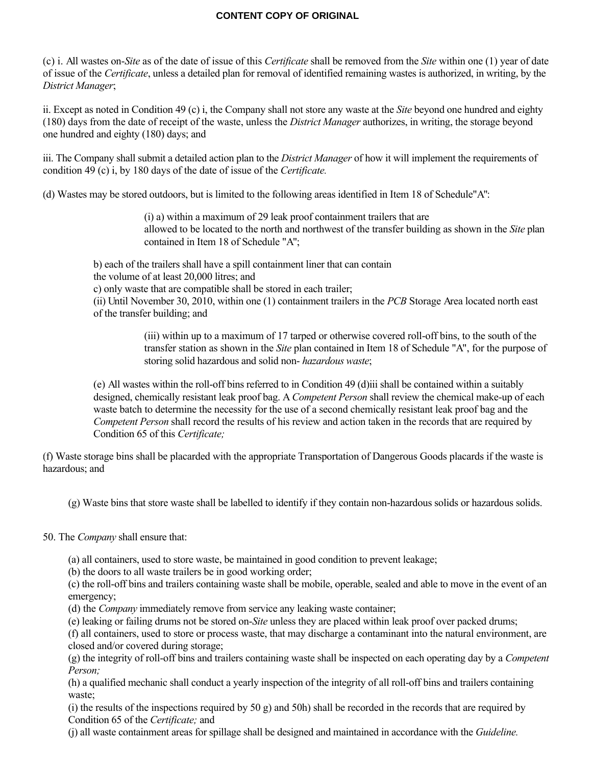**CONTENT COPY OF ORIGINAL**

(c) i. All wastes on-*Site* as of the date of issue of this *Certificate* shall be removed from the *Site* within one (1) year of date of issue of the *Certificate*, unless a detailed plan for removal of identified remaining wastes is authorized, in writing, by the *District Manager*;

ii. Except as noted in Condition 49 (c) i, the Company shall not store any waste at the *Site* beyond one hundred and eighty (180) days from the date of receipt of the waste, unless the *District Manager* authorizes, in writing, the storage beyond one hundred and eighty (180) days; and

iii. The Company shall submit a detailed action plan to the *District Manager* of how it will implement the requirements of condition 49 (c) i, by 180 days of the date of issue of the *Certificate.*

(d) Wastes may be stored outdoors, but is limited to the following areas identified in Item 18 of Schedule"A":

> (i) a) within a maximum of 29 leak proof containment trailers that are allowed to be located to the north and northwest of the transfer building as shown in the *Site* plan contained in Item 18 of Schedule "A";

b) each of the trailers shall have a spill containment liner that can contain the volume of at least 20,000 litres; and
c) only waste that are compatible shall be stored in each trailer;
(ii) Until November 30, 2010, within one (1) containment trailers in the *PCB* Storage Area located north east of the transfer building; and

> (iii) within up to a maximum of 17 tarped or otherwise covered roll-off bins, to the south of the transfer station as shown in the *Site* plan contained in Item 18 of Schedule "A", for the purpose of storing solid hazardous and solid non- *hazardous waste*;

(e) All wastes within the roll-off bins referred to in Condition 49 (d)iii shall be contained within a suitably designed, chemically resistant leak proof bag. A *Competent Person* shall review the chemical make-up of each waste batch to determine the necessity for the use of a second chemically resistant leak proof bag and the *Competent Person* shall record the results of his review and action taken in the records that are required by Condition 65 of this *Certificate;*

(f) Waste storage bins shall be placarded with the appropriate Transportation of Dangerous Goods placards if the waste is hazardous; and

(g) Waste bins that store waste shall be labelled to identify if they contain non-hazardous solids or hazardous solids.

50. The *Company* shall ensure that:

(a) all containers, used to store waste, be maintained in good condition to prevent leakage;
(b) the doors to all waste trailers be in good working order;
(c) the roll-off bins and trailers containing waste shall be mobile, operable, sealed and able to move in the event of an emergency;
(d) the *Company* immediately remove from service any leaking waste container;
(e) leaking or failing drums not be stored on-*Site* unless they are placed within leak proof over packed drums;
(f) all containers, used to store or process waste, that may discharge a contaminant into the natural environment, are closed and/or covered during storage;
(g) the integrity of roll-off bins and trailers containing waste shall be inspected on each operating day by a *Competent Person;*
(h) a qualified mechanic shall conduct a yearly inspection of the integrity of all roll-off bins and trailers containing waste;
(i) the results of the inspections required by 50 g) and 50h) shall be recorded in the records that are required by Condition 65 of the *Certificate;* and
(j) all waste containment areas for spillage shall be designed and maintained in accordance with the *Guideline.*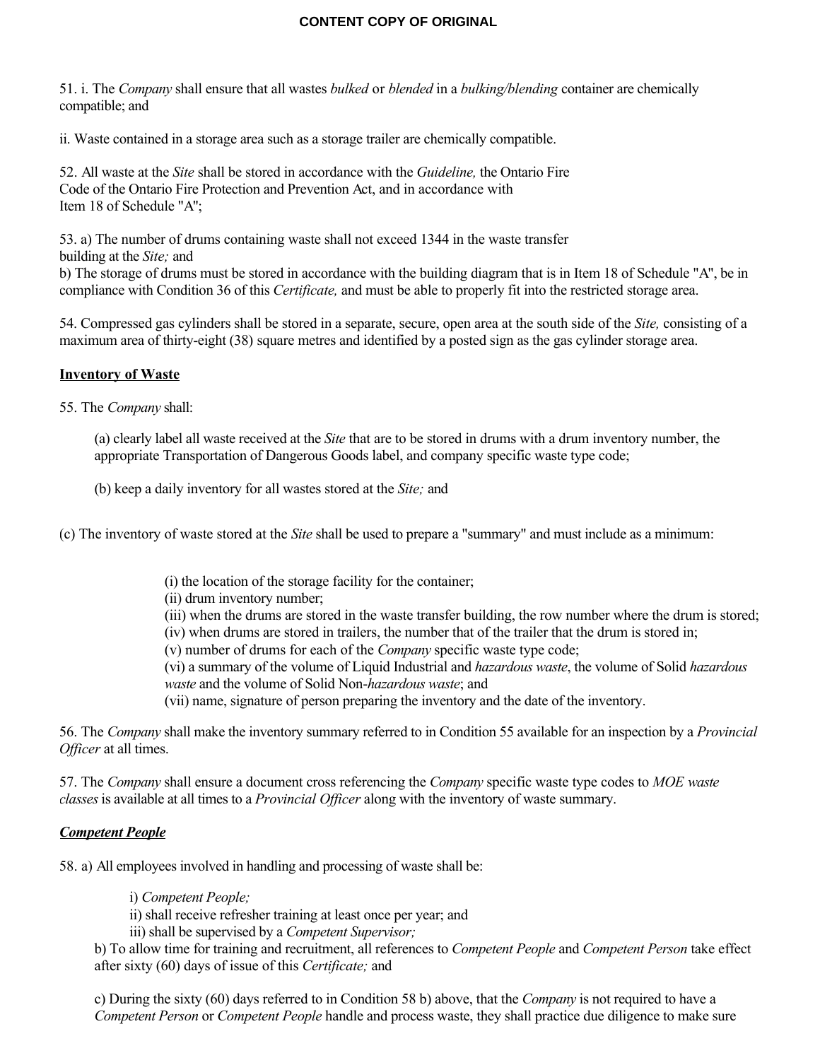51. i. The *Company* shall ensure that all wastes *bulked* or *blended* in a *bulking/blending* container are chemically compatible; and

ii. Waste contained in a storage area such as a storage trailer are chemically compatible.

52. All waste at the *Site* shall be stored in accordance with the *Guideline,* the Ontario Fire Code of the Ontario Fire Protection and Prevention Act, and in accordance with Item 18 of Schedule "A";

53. a) The number of drums containing waste shall not exceed 1344 in the waste transfer building at the *Site;* and
b) The storage of drums must be stored in accordance with the building diagram that is in Item 18 of Schedule "A", be in compliance with Condition 36 of this *Certificate,* and must be able to properly fit into the restricted storage area.

54. Compressed gas cylinders shall be stored in a separate, secure, open area at the south side of the *Site,* consisting of a maximum area of thirty-eight (38) square metres and identified by a posted sign as the gas cylinder storage area.

**Inventory of Waste**

55. The *Company* shall:

(a) clearly label all waste received at the *Site* that are to be stored in drums with a drum inventory number, the appropriate Transportation of Dangerous Goods label, and company specific waste type code;

(b) keep a daily inventory for all wastes stored at the *Site;* and

(c) The inventory of waste stored at the *Site* shall be used to prepare a "summary" and must include as a minimum:

(i) the location of the storage facility for the container;
(ii) drum inventory number;
(iii) when the drums are stored in the waste transfer building, the row number where the drum is stored;
(iv) when drums are stored in trailers, the number that of the trailer that the drum is stored in;
(v) number of drums for each of the *Company* specific waste type code;
(vi) a summary of the volume of Liquid Industrial and *hazardous waste*, the volume of Solid *hazardous waste* and the volume of Solid Non-*hazardous waste*; and
(vii) name, signature of person preparing the inventory and the date of the inventory.

56. The *Company* shall make the inventory summary referred to in Condition 55 available for an inspection by a *Provincial Officer* at all times.

57. The *Company* shall ensure a document cross referencing the *Company* specific waste type codes to *MOE waste classes* is available at all times to a *Provincial Officer* along with the inventory of waste summary.

***Competent People***

58. a) All employees involved in handling and processing of waste shall be:

i) *Competent People;*
ii) shall receive refresher training at least once per year; and
iii) shall be supervised by a *Competent Supervisor;*

b) To allow time for training and recruitment, all references to *Competent People* and *Competent Person* take effect after sixty (60) days of issue of this *Certificate;* and

c) During the sixty (60) days referred to in Condition 58 b) above, that the *Company* is not required to have a *Competent Person* or *Competent People* handle and process waste, they shall practice due diligence to make sure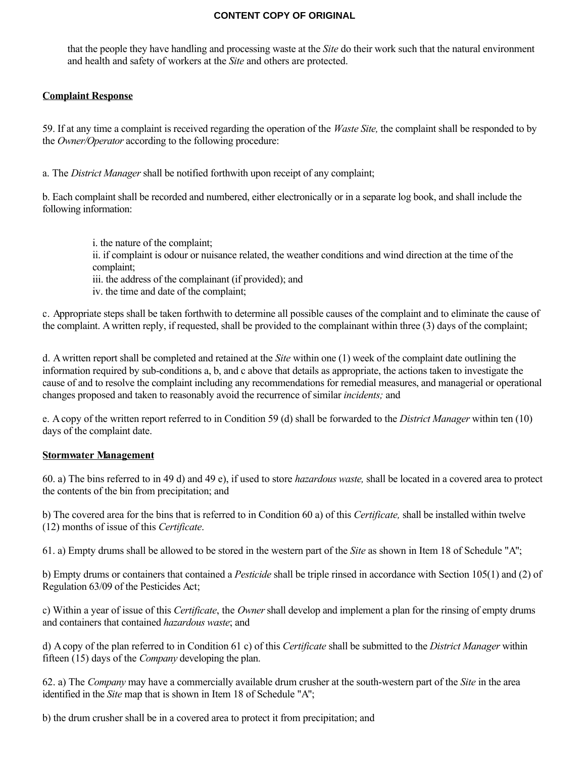that the people they have handling and processing waste at the *Site* do their work such that the natural environment and health and safety of workers at the *Site* and others are protected.

**Complaint Response**

59. If at any time a complaint is received regarding the operation of the *Waste Site,* the complaint shall be responded to by the *Owner/Operator* according to the following procedure:

a. The *District Manager* shall be notified forthwith upon receipt of any complaint;

b. Each complaint shall be recorded and numbered, either electronically or in a separate log book, and shall include the following information:

> i. the nature of the complaint;
> ii. if complaint is odour or nuisance related, the weather conditions and wind direction at the time of the complaint;
> iii. the address of the complainant (if provided); and
> iv. the time and date of the complaint;

c. Appropriate steps shall be taken forthwith to determine all possible causes of the complaint and to eliminate the cause of the complaint. A written reply, if requested, shall be provided to the complainant within three (3) days of the complaint;

d. A written report shall be completed and retained at the *Site* within one (1) week of the complaint date outlining the information required by sub-conditions a, b, and c above that details as appropriate, the actions taken to investigate the cause of and to resolve the complaint including any recommendations for remedial measures, and managerial or operational changes proposed and taken to reasonably avoid the recurrence of similar *incidents;* and

e. A copy of the written report referred to in Condition 59 (d) shall be forwarded to the *District Manager* within ten (10) days of the complaint date.

**Stormwater Management**

60. a) The bins referred to in 49 d) and 49 e), if used to store *hazardous waste,* shall be located in a covered area to protect the contents of the bin from precipitation; and

b) The covered area for the bins that is referred to in Condition 60 a) of this *Certificate,* shall be installed within twelve (12) months of issue of this *Certificate*.

61. a) Empty drums shall be allowed to be stored in the western part of the *Site* as shown in Item 18 of Schedule "A";

b) Empty drums or containers that contained a *Pesticide* shall be triple rinsed in accordance with Section 105(1) and (2) of Regulation 63/09 of the Pesticides Act;

c) Within a year of issue of this *Certificate*, the *Owner* shall develop and implement a plan for the rinsing of empty drums and containers that contained *hazardous waste*; and

d) A copy of the plan referred to in Condition 61 c) of this *Certificate* shall be submitted to the *District Manager* within fifteen (15) days of the *Company* developing the plan.

62. a) The *Company* may have a commercially available drum crusher at the south-western part of the *Site* in the area identified in the *Site* map that is shown in Item 18 of Schedule "A";

b) the drum crusher shall be in a covered area to protect it from precipitation; and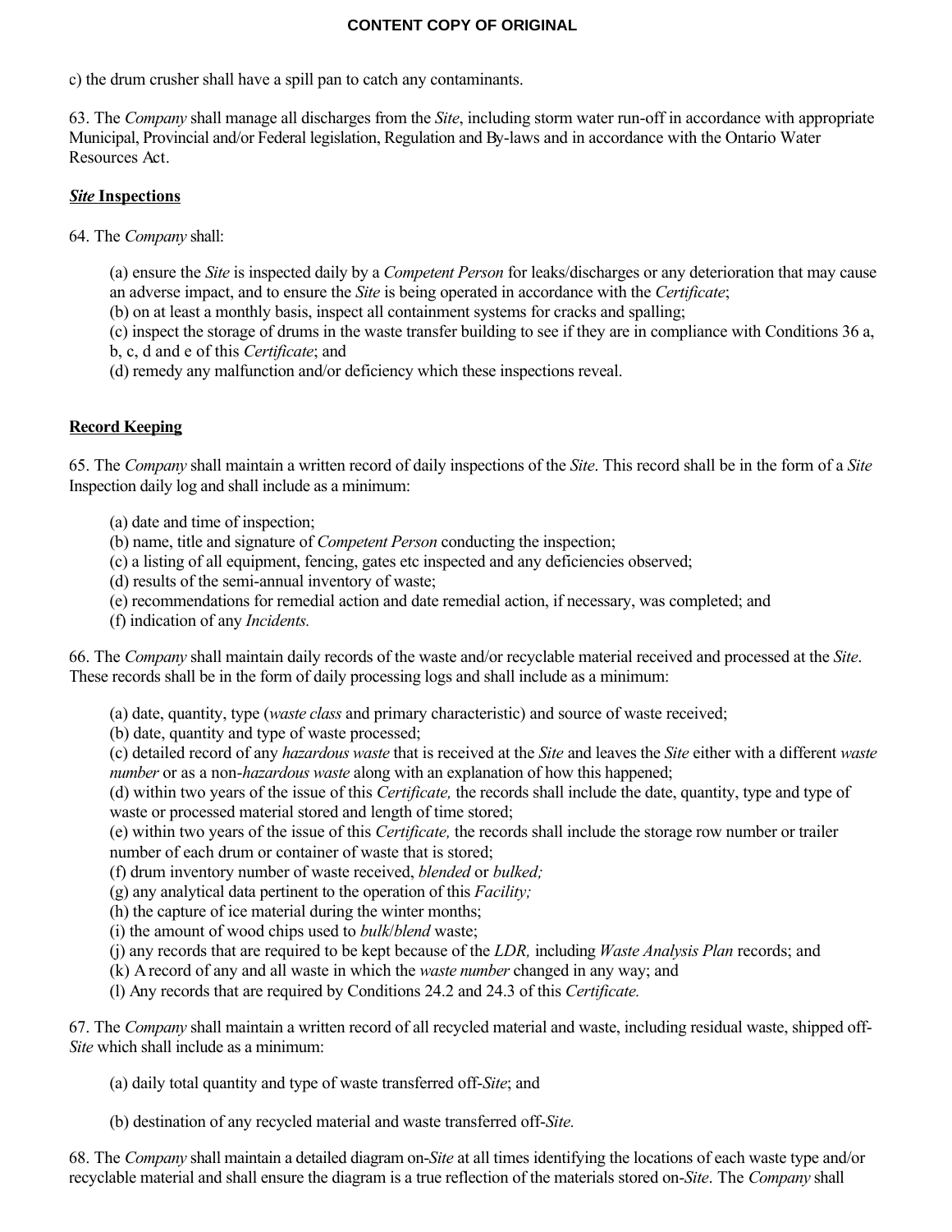c) the drum crusher shall have a spill pan to catch any contaminants.

63. The *Company* shall manage all discharges from the *Site*, including storm water run-off in accordance with appropriate Municipal, Provincial and/or Federal legislation, Regulation and By-laws and in accordance with the Ontario Water Resources Act.

## ***Site* Inspections**

64. The *Company* shall:

(a) ensure the *Site* is inspected daily by a *Competent Person* for leaks/discharges or any deterioration that may cause an adverse impact, and to ensure the *Site* is being operated in accordance with the *Certificate*;
(b) on at least a monthly basis, inspect all containment systems for cracks and spalling;
(c) inspect the storage of drums in the waste transfer building to see if they are in compliance with Conditions 36 a, b, c, d and e of this *Certificate*; and
(d) remedy any malfunction and/or deficiency which these inspections reveal.

## **Record Keeping**

65. The *Company* shall maintain a written record of daily inspections of the *Site*. This record shall be in the form of a *Site* Inspection daily log and shall include as a minimum:

(a) date and time of inspection;
(b) name, title and signature of *Competent Person* conducting the inspection;
(c) a listing of all equipment, fencing, gates etc inspected and any deficiencies observed;
(d) results of the semi-annual inventory of waste;
(e) recommendations for remedial action and date remedial action, if necessary, was completed; and
(f) indication of any *Incidents.*

66. The *Company* shall maintain daily records of the waste and/or recyclable material received and processed at the *Site*. These records shall be in the form of daily processing logs and shall include as a minimum:

(a) date, quantity, type (*waste class* and primary characteristic) and source of waste received;
(b) date, quantity and type of waste processed;
(c) detailed record of any *hazardous waste* that is received at the *Site* and leaves the *Site* either with a different *waste number* or as a non-*hazardous waste* along with an explanation of how this happened;
(d) within two years of the issue of this *Certificate,* the records shall include the date, quantity, type and type of waste or processed material stored and length of time stored;
(e) within two years of the issue of this *Certificate,* the records shall include the storage row number or trailer number of each drum or container of waste that is stored;
(f) drum inventory number of waste received, *blended* or *bulked;*
(g) any analytical data pertinent to the operation of this *Facility;*
(h) the capture of ice material during the winter months;
(i) the amount of wood chips used to *bulk*/*blend* waste;
(j) any records that are required to be kept because of the *LDR,* including *Waste Analysis Plan* records; and
(k) A record of any and all waste in which the *waste number* changed in any way; and
(l) Any records that are required by Conditions 24.2 and 24.3 of this *Certificate.*

67. The *Company* shall maintain a written record of all recycled material and waste, including residual waste, shipped off-*Site* which shall include as a minimum:

(a) daily total quantity and type of waste transferred off-*Site*; and

(b) destination of any recycled material and waste transferred off-*Site.*

68. The *Company* shall maintain a detailed diagram on-*Site* at all times identifying the locations of each waste type and/or recyclable material and shall ensure the diagram is a true reflection of the materials stored on-*Site*. The *Company* shall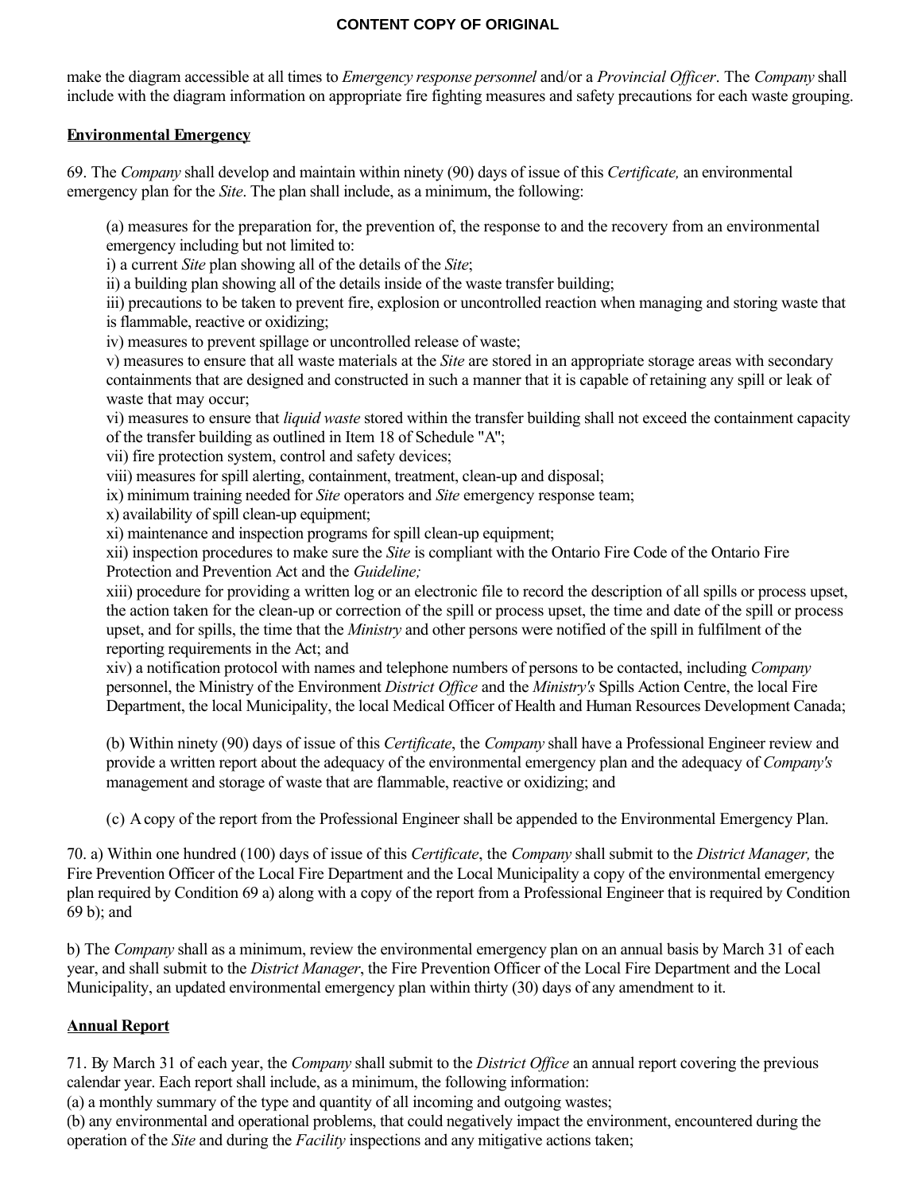make the diagram accessible at all times to *Emergency response personnel* and/or a *Provincial Officer*. The *Company* shall include with the diagram information on appropriate fire fighting measures and safety precautions for each waste grouping.

**Environmental Emergency**

69. The *Company* shall develop and maintain within ninety (90) days of issue of this *Certificate,* an environmental emergency plan for the *Site*. The plan shall include, as a minimum, the following:

(a) measures for the preparation for, the prevention of, the response to and the recovery from an environmental emergency including but not limited to:
i) a current *Site* plan showing all of the details of the *Site*;
ii) a building plan showing all of the details inside of the waste transfer building;
iii) precautions to be taken to prevent fire, explosion or uncontrolled reaction when managing and storing waste that is flammable, reactive or oxidizing;
iv) measures to prevent spillage or uncontrolled release of waste;
v) measures to ensure that all waste materials at the *Site* are stored in an appropriate storage areas with secondary containments that are designed and constructed in such a manner that it is capable of retaining any spill or leak of waste that may occur;
vi) measures to ensure that *liquid waste* stored within the transfer building shall not exceed the containment capacity of the transfer building as outlined in Item 18 of Schedule "A";
vii) fire protection system, control and safety devices;
viii) measures for spill alerting, containment, treatment, clean-up and disposal;
ix) minimum training needed for *Site* operators and *Site* emergency response team;
x) availability of spill clean-up equipment;
xi) maintenance and inspection programs for spill clean-up equipment;
xii) inspection procedures to make sure the *Site* is compliant with the Ontario Fire Code of the Ontario Fire Protection and Prevention Act and the *Guideline;*
xiii) procedure for providing a written log or an electronic file to record the description of all spills or process upset, the action taken for the clean-up or correction of the spill or process upset, the time and date of the spill or process upset, and for spills, the time that the *Ministry* and other persons were notified of the spill in fulfilment of the reporting requirements in the Act; and
xiv) a notification protocol with names and telephone numbers of persons to be contacted, including *Company* personnel, the Ministry of the Environment *District Office* and the *Ministry's* Spills Action Centre, the local Fire Department, the local Municipality, the local Medical Officer of Health and Human Resources Development Canada;

(b) Within ninety (90) days of issue of this *Certificate*, the *Company* shall have a Professional Engineer review and provide a written report about the adequacy of the environmental emergency plan and the adequacy of *Company's* management and storage of waste that are flammable, reactive or oxidizing; and

(c) A copy of the report from the Professional Engineer shall be appended to the Environmental Emergency Plan.

70. a) Within one hundred (100) days of issue of this *Certificate*, the *Company* shall submit to the *District Manager,* the Fire Prevention Officer of the Local Fire Department and the Local Municipality a copy of the environmental emergency plan required by Condition 69 a) along with a copy of the report from a Professional Engineer that is required by Condition 69 b); and

b) The *Company* shall as a minimum, review the environmental emergency plan on an annual basis by March 31 of each year, and shall submit to the *District Manager*, the Fire Prevention Officer of the Local Fire Department and the Local Municipality, an updated environmental emergency plan within thirty (30) days of any amendment to it.

**Annual Report**

71. By March 31 of each year, the *Company* shall submit to the *District Office* an annual report covering the previous calendar year. Each report shall include, as a minimum, the following information:
(a) a monthly summary of the type and quantity of all incoming and outgoing wastes;
(b) any environmental and operational problems, that could negatively impact the environment, encountered during the operation of the *Site* and during the *Facility* inspections and any mitigative actions taken;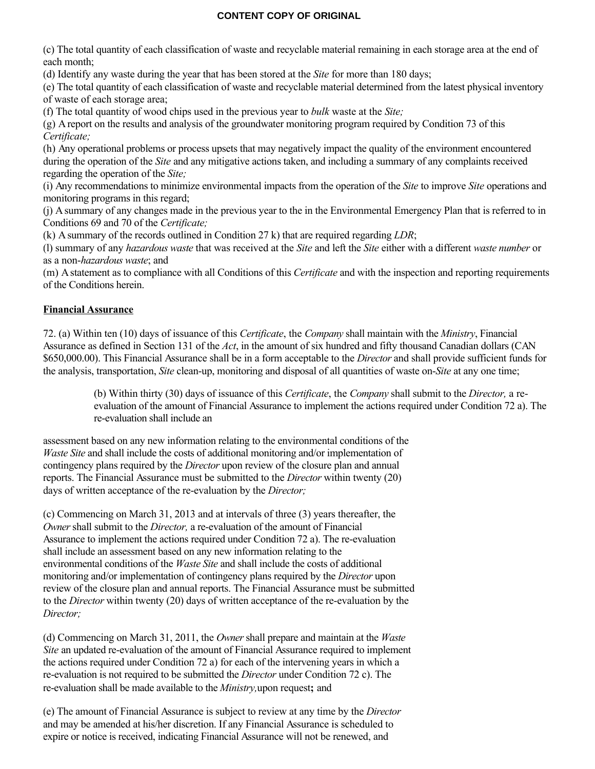(c) The total quantity of each classification of waste and recyclable material remaining in each storage area at the end of each month;

(d) Identify any waste during the year that has been stored at the *Site* for more than 180 days;

(e) The total quantity of each classification of waste and recyclable material determined from the latest physical inventory of waste of each storage area;

(f) The total quantity of wood chips used in the previous year to *bulk* waste at the *Site;*

(g) A report on the results and analysis of the groundwater monitoring program required by Condition 73 of this *Certificate;*

(h) Any operational problems or process upsets that may negatively impact the quality of the environment encountered during the operation of the *Site* and any mitigative actions taken, and including a summary of any complaints received regarding the operation of the *Site;*

(i) Any recommendations to minimize environmental impacts from the operation of the *Site* to improve *Site* operations and monitoring programs in this regard;

(j) A summary of any changes made in the previous year to the in the Environmental Emergency Plan that is referred to in Conditions 69 and 70 of the *Certificate;*

(k) A summary of the records outlined in Condition 27 k) that are required regarding *LDR*;

(l) summary of any *hazardous waste* that was received at the *Site* and left the *Site* either with a different *waste number* or as a non-*hazardous waste*; and

(m) A statement as to compliance with all Conditions of this *Certificate* and with the inspection and reporting requirements of the Conditions herein.

**Financial Assurance**

72. (a) Within ten (10) days of issuance of this *Certificate*, the *Company* shall maintain with the *Ministry*, Financial Assurance as defined in Section 131 of the *Act*, in the amount of six hundred and fifty thousand Canadian dollars (CAN $650,000.00). This Financial Assurance shall be in a form acceptable to the *Director* and shall provide sufficient funds for the analysis, transportation, *Site* clean-up, monitoring and disposal of all quantities of waste on-*Site* at any one time;

(b) Within thirty (30) days of issuance of this *Certificate*, the *Company* shall submit to the *Director,* a re-evaluation of the amount of Financial Assurance to implement the actions required under Condition 72 a). The re-evaluation shall include an assessment based on any new information relating to the environmental conditions of the *Waste Site* and shall include the costs of additional monitoring and/or implementation of contingency plans required by the *Director* upon review of the closure plan and annual reports. The Financial Assurance must be submitted to the *Director* within twenty (20) days of written acceptance of the re-evaluation by the *Director;*

(c) Commencing on March 31, 2013 and at intervals of three (3) years thereafter, the *Owner* shall submit to the *Director,* a re-evaluation of the amount of Financial Assurance to implement the actions required under Condition 72 a). The re-evaluation shall include an assessment based on any new information relating to the environmental conditions of the *Waste Site* and shall include the costs of additional monitoring and/or implementation of contingency plans required by the *Director* upon review of the closure plan and annual reports. The Financial Assurance must be submitted to the *Director* within twenty (20) days of written acceptance of the re-evaluation by the *Director;*

(d) Commencing on March 31, 2011, the *Owner* shall prepare and maintain at the *Waste Site* an updated re-evaluation of the amount of Financial Assurance required to implement the actions required under Condition 72 a) for each of the intervening years in which a re-evaluation is not required to be submitted the *Director* under Condition 72 c). The re-evaluation shall be made available to the *Ministry,*upon request**;** and

(e) The amount of Financial Assurance is subject to review at any time by the *Director* and may be amended at his/her discretion. If any Financial Assurance is scheduled to expire or notice is received, indicating Financial Assurance will not be renewed, and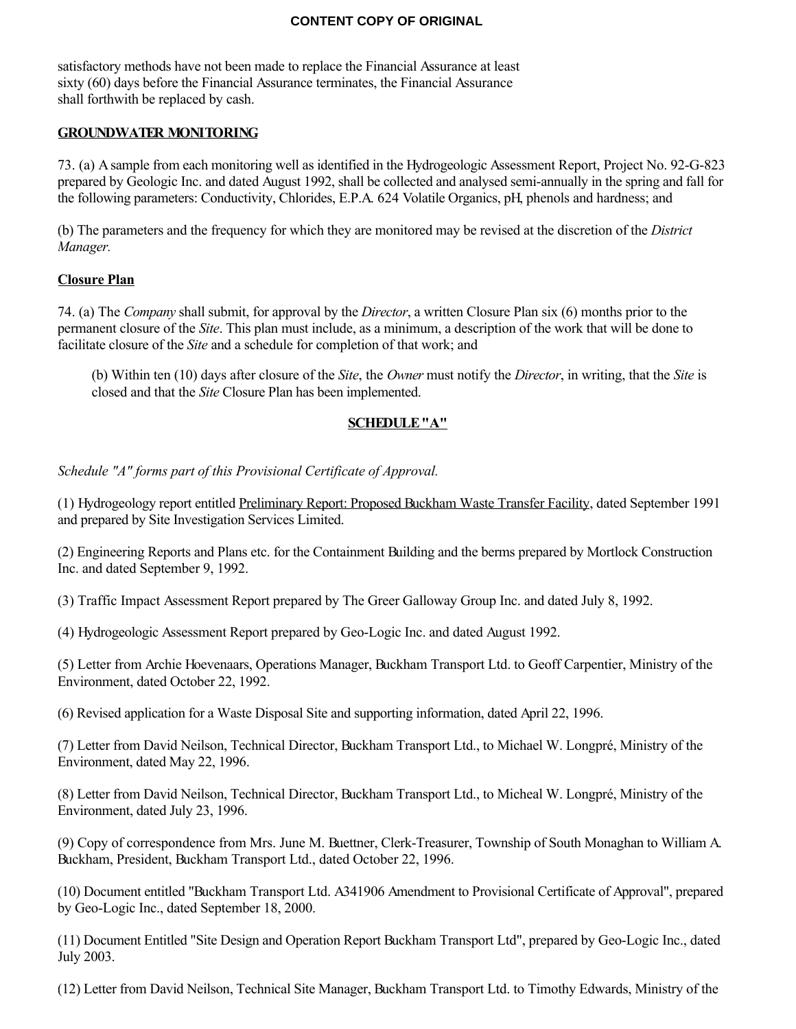satisfactory methods have not been made to replace the Financial Assurance at least sixty (60) days before the Financial Assurance terminates, the Financial Assurance shall forthwith be replaced by cash.

**GROUNDWATER MONITORING**

73. (a) A sample from each monitoring well as identified in the Hydrogeologic Assessment Report, Project No. 92-G-823 prepared by Geologic Inc. and dated August 1992, shall be collected and analysed semi-annually in the spring and fall for the following parameters: Conductivity, Chlorides, E.P.A. 624 Volatile Organics, pH, phenols and hardness; and

(b) The parameters and the frequency for which they are monitored may be revised at the discretion of the *District Manager.*

**Closure Plan**

74. (a) The *Company* shall submit, for approval by the *Director*, a written Closure Plan six (6) months prior to the permanent closure of the *Site*. This plan must include, as a minimum, a description of the work that will be done to facilitate closure of the *Site* and a schedule for completion of that work; and

(b) Within ten (10) days after closure of the *Site*, the *Owner* must notify the *Director*, in writing, that the *Site* is closed and that the *Site* Closure Plan has been implemented.

**SCHEDULE "A"**

*Schedule "A" forms part of this Provisional Certificate of Approval.*

(1) Hydrogeology report entitled Preliminary Report: Proposed Buckham Waste Transfer Facility, dated September 1991 and prepared by Site Investigation Services Limited.

(2) Engineering Reports and Plans etc. for the Containment Building and the berms prepared by Mortlock Construction Inc. and dated September 9, 1992.

(3) Traffic Impact Assessment Report prepared by The Greer Galloway Group Inc. and dated July 8, 1992.

(4) Hydrogeologic Assessment Report prepared by Geo-Logic Inc. and dated August 1992.

(5) Letter from Archie Hoevenaars, Operations Manager, Buckham Transport Ltd. to Geoff Carpentier, Ministry of the Environment, dated October 22, 1992.

(6) Revised application for a Waste Disposal Site and supporting information, dated April 22, 1996.

(7) Letter from David Neilson, Technical Director, Buckham Transport Ltd., to Michael W. Longpré, Ministry of the Environment, dated May 22, 1996.

(8) Letter from David Neilson, Technical Director, Buckham Transport Ltd., to Micheal W. Longpré, Ministry of the Environment, dated July 23, 1996.

(9) Copy of correspondence from Mrs. June M. Buettner, Clerk-Treasurer, Township of South Monaghan to William A. Buckham, President, Buckham Transport Ltd., dated October 22, 1996.

(10) Document entitled "Buckham Transport Ltd. A341906 Amendment to Provisional Certificate of Approval", prepared by Geo-Logic Inc., dated September 18, 2000.

(11) Document Entitled "Site Design and Operation Report Buckham Transport Ltd", prepared by Geo-Logic Inc., dated July 2003.

(12) Letter from David Neilson, Technical Site Manager, Buckham Transport Ltd. to Timothy Edwards, Ministry of the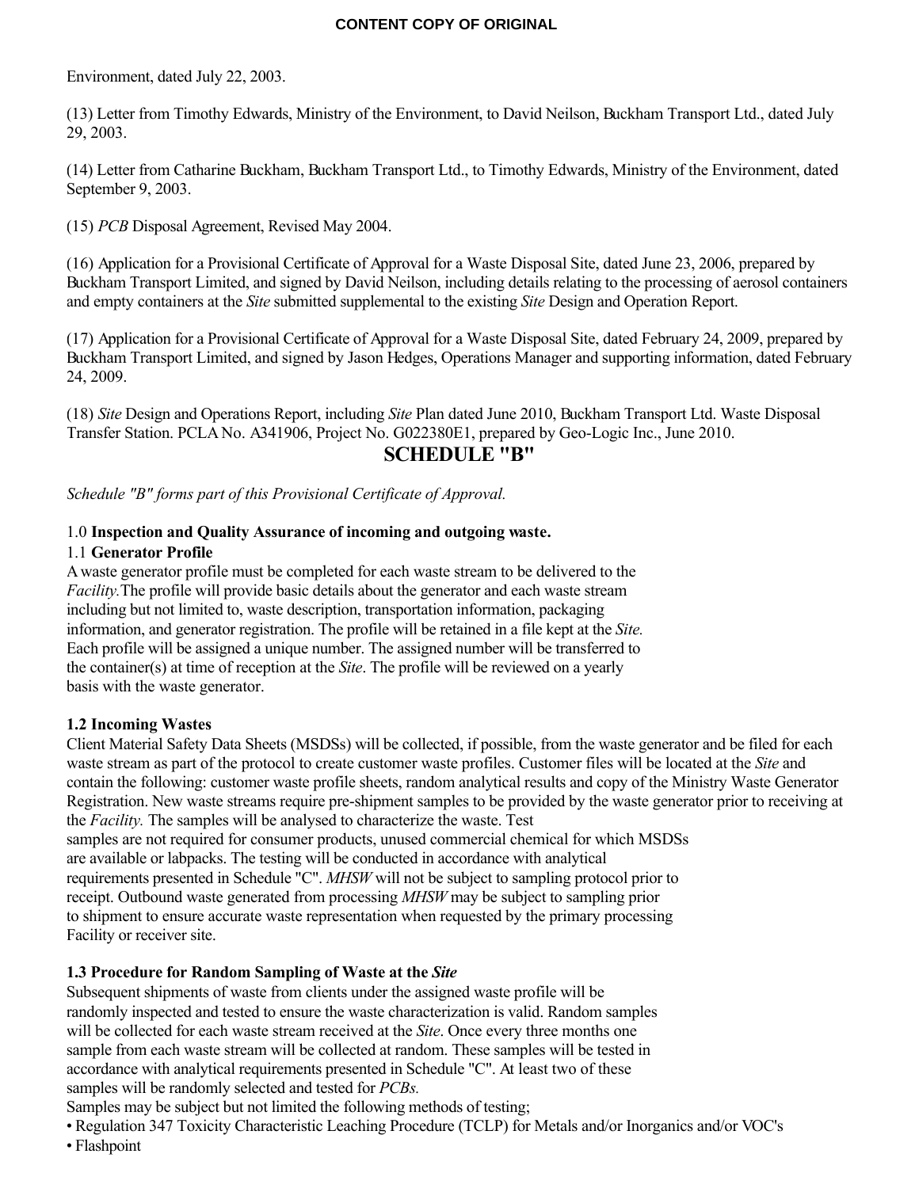Environment, dated July 22, 2003.

(13) Letter from Timothy Edwards, Ministry of the Environment, to David Neilson, Buckham Transport Ltd., dated July 29, 2003.

(14) Letter from Catharine Buckham, Buckham Transport Ltd., to Timothy Edwards, Ministry of the Environment, dated September 9, 2003.

(15) *PCB* Disposal Agreement, Revised May 2004.

(16) Application for a Provisional Certificate of Approval for a Waste Disposal Site, dated June 23, 2006, prepared by Buckham Transport Limited, and signed by David Neilson, including details relating to the processing of aerosol containers and empty containers at the *Site* submitted supplemental to the existing *Site* Design and Operation Report.

(17) Application for a Provisional Certificate of Approval for a Waste Disposal Site, dated February 24, 2009, prepared by Buckham Transport Limited, and signed by Jason Hedges, Operations Manager and supporting information, dated February 24, 2009.

(18) *Site* Design and Operations Report, including *Site* Plan dated June 2010, Buckham Transport Ltd. Waste Disposal Transfer Station. PCLA No. A341906, Project No. G022380E1, prepared by Geo-Logic Inc., June 2010.

## SCHEDULE "B"

*Schedule "B" forms part of this Provisional Certificate of Approval.*

### 1.0 Inspection and Quality Assurance of incoming and outgoing waste.

#### 1.1 Generator Profile

A waste generator profile must be completed for each waste stream to be delivered to the *Facility.*The profile will provide basic details about the generator and each waste stream including but not limited to, waste description, transportation information, packaging information, and generator registration. The profile will be retained in a file kept at the *Site.* Each profile will be assigned a unique number. The assigned number will be transferred to the container(s) at time of reception at the *Site*. The profile will be reviewed on a yearly basis with the waste generator.

#### 1.2 Incoming Wastes

Client Material Safety Data Sheets (MSDSs) will be collected, if possible, from the waste generator and be filed for each waste stream as part of the protocol to create customer waste profiles. Customer files will be located at the *Site* and contain the following: customer waste profile sheets, random analytical results and copy of the Ministry Waste Generator Registration. New waste streams require pre-shipment samples to be provided by the waste generator prior to receiving at the *Facility.* The samples will be analysed to characterize the waste. Test samples are not required for consumer products, unused commercial chemical for which MSDSs are available or labpacks. The testing will be conducted in accordance with analytical requirements presented in Schedule "C". *MHSW* will not be subject to sampling protocol prior to receipt. Outbound waste generated from processing *MHSW* may be subject to sampling prior to shipment to ensure accurate waste representation when requested by the primary processing Facility or receiver site.

#### 1.3 Procedure for Random Sampling of Waste at the *Site*

Subsequent shipments of waste from clients under the assigned waste profile will be randomly inspected and tested to ensure the waste characterization is valid. Random samples will be collected for each waste stream received at the *Site*. Once every three months one sample from each waste stream will be collected at random. These samples will be tested in accordance with analytical requirements presented in Schedule "C". At least two of these samples will be randomly selected and tested for *PCBs.*

Samples may be subject but not limited the following methods of testing;

- Regulation 347 Toxicity Characteristic Leaching Procedure (TCLP) for Metals and/or Inorganics and/or VOC's
- Flashpoint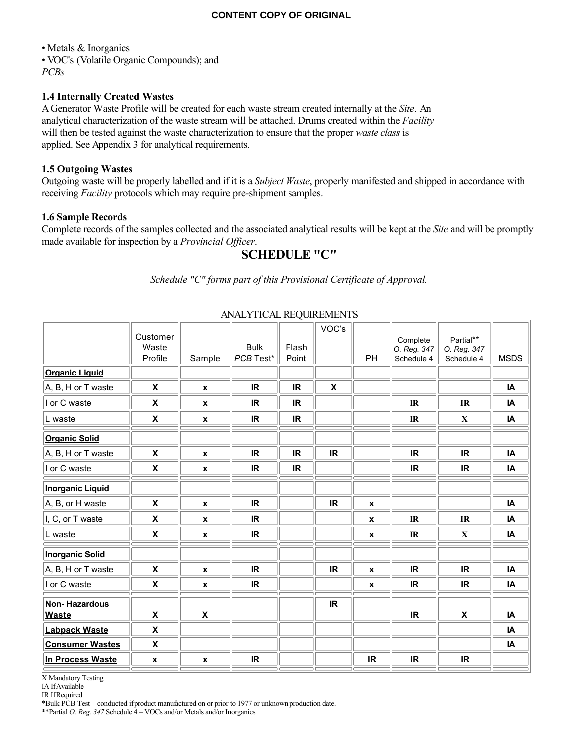- Metals & Inorganics
- VOC's (Volatile Organic Compounds); and

*PCBs*

### 1.4 Internally Created Wastes

A Generator Waste Profile will be created for each waste stream created internally at the *Site*. An analytical characterization of the waste stream will be attached. Drums created within the *Facility* will then be tested against the waste characterization to ensure that the proper *waste class* is applied. See Appendix 3 for analytical requirements.

### 1.5 Outgoing Wastes

Outgoing waste will be properly labelled and if it is a *Subject Waste*, properly manifested and shipped in accordance with receiving *Facility* protocols which may require pre-shipment samples.

### 1.6 Sample Records

Complete records of the samples collected and the associated analytical results will be kept at the *Site* and will be promptly made available for inspection by a *Provincial Officer*.

## SCHEDULE "C"

*Schedule "C" forms part of this Provisional Certificate of Approval.*

ANALYTICAL REQUIREMENTS

| | Customer Waste Profile | Sample | Bulk *PCB* Test* | Flash Point | VOC's | PH | Complete *O. Reg. 347* Schedule 4 | Partial** *O. Reg. 347* Schedule 4 | MSDS |
|---|---|---|---|---|---|---|---|---|---|
| **Organic Liquid** | | | | | | | | | |
| A, B, H or T waste | X | x | IR | IR | X | | | | IA |
| I or C waste | X | x | IR | IR | | | IR | IR | IA |
| L waste | X | x | IR | IR | | | IR | X | IA |
| **Organic Solid** | | | | | | | | | |
| A, B, H or T waste | X | x | IR | IR | IR | | IR | IR | IA |
| I or C waste | X | x | IR | IR | | | IR | IR | IA |
| **Inorganic Liquid** | | | | | | | | | |
| A, B, or H waste | X | x | IR | | IR | x | | | IA |
| I, C, or T waste | X | x | IR | | | x | IR | IR | IA |
| L waste | X | x | IR | | | x | IR | X | IA |
| **Inorganic Solid** | | | | | | | | | |
| A, B, H or T waste | X | x | IR | | IR | x | IR | IR | IA |
| I or C waste | X | x | IR | | | x | IR | IR | IA |
| **Non- Hazardous Waste** | X | X | | | IR | | IR | X | IA |
| **Labpack Waste** | X | | | | | | | | IA |
| **Consumer Wastes** | X | | | | | | | | IA |
| **In Process Waste** | x | x | IR | | | IR | IR | IR | |

X Mandatory Testing
IA If Available
IR If Required
*Bulk PCB Test – conducted if product manufactured on or prior to 1977 or unknown production date.
**Partial *O. Reg. 347* Schedule 4 – VOCs and/or Metals and/or Inorganics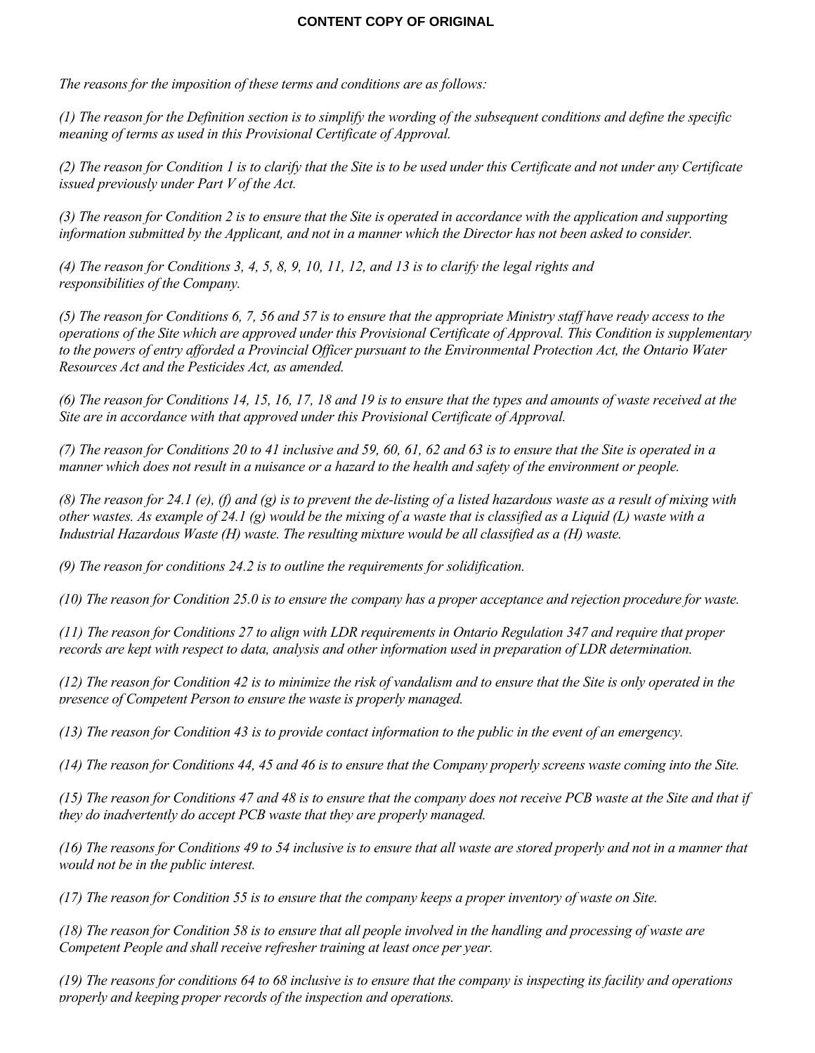**CONTENT COPY OF ORIGINAL**

*The reasons for the imposition of these terms and conditions are as follows:*

*(1) The reason for the Definition section is to simplify the wording of the subsequent conditions and define the specific meaning of terms as used in this Provisional Certificate of Approval.*

*(2) The reason for Condition 1 is to clarify that the Site is to be used under this Certificate and not under any Certificate issued previously under Part V of the Act.*

*(3) The reason for Condition 2 is to ensure that the Site is operated in accordance with the application and supporting information submitted by the Applicant, and not in a manner which the Director has not been asked to consider.*

*(4) The reason for Conditions 3, 4, 5, 8, 9, 10, 11, 12, and 13 is to clarify the legal rights and responsibilities of the Company.*

*(5) The reason for Conditions 6, 7, 56 and 57 is to ensure that the appropriate Ministry staff have ready access to the operations of the Site which are approved under this Provisional Certificate of Approval. This Condition is supplementary to the powers of entry afforded a Provincial Officer pursuant to the Environmental Protection Act, the Ontario Water Resources Act and the Pesticides Act, as amended.*

*(6) The reason for Conditions 14, 15, 16, 17, 18 and 19 is to ensure that the types and amounts of waste received at the Site are in accordance with that approved under this Provisional Certificate of Approval.*

*(7) The reason for Conditions 20 to 41 inclusive and 59, 60, 61, 62 and 63 is to ensure that the Site is operated in a manner which does not result in a nuisance or a hazard to the health and safety of the environment or people.*

*(8) The reason for 24.1 (e), (f) and (g) is to prevent the de-listing of a listed hazardous waste as a result of mixing with other wastes. As example of 24.1 (g) would be the mixing of a waste that is classified as a Liquid (L) waste with a Industrial Hazardous Waste (H) waste. The resulting mixture would be all classified as a (H) waste.*

*(9) The reason for conditions 24.2 is to outline the requirements for solidification.*

*(10) The reason for Condition 25.0 is to ensure the company has a proper acceptance and rejection procedure for waste.*

*(11) The reason for Conditions 27 to align with LDR requirements in Ontario Regulation 347 and require that proper records are kept with respect to data, analysis and other information used in preparation of LDR determination.*

*(12) The reason for Condition 42 is to minimize the risk of vandalism and to ensure that the Site is only operated in the presence of Competent Person to ensure the waste is properly managed.*

*(13) The reason for Condition 43 is to provide contact information to the public in the event of an emergency.*

*(14) The reason for Conditions 44, 45 and 46 is to ensure that the Company properly screens waste coming into the Site.*

*(15) The reason for Conditions 47 and 48 is to ensure that the company does not receive PCB waste at the Site and that if they do inadvertently do accept PCB waste that they are properly managed.*

*(16) The reasons for Conditions 49 to 54 inclusive is to ensure that all waste are stored properly and not in a manner that would not be in the public interest.*

*(17) The reason for Condition 55 is to ensure that the company keeps a proper inventory of waste on Site.*

*(18) The reason for Condition 58 is to ensure that all people involved in the handling and processing of waste are Competent People and shall receive refresher training at least once per year.*

*(19) The reasons for conditions 64 to 68 inclusive is to ensure that the company is inspecting its facility and operations properly and keeping proper records of the inspection and operations.*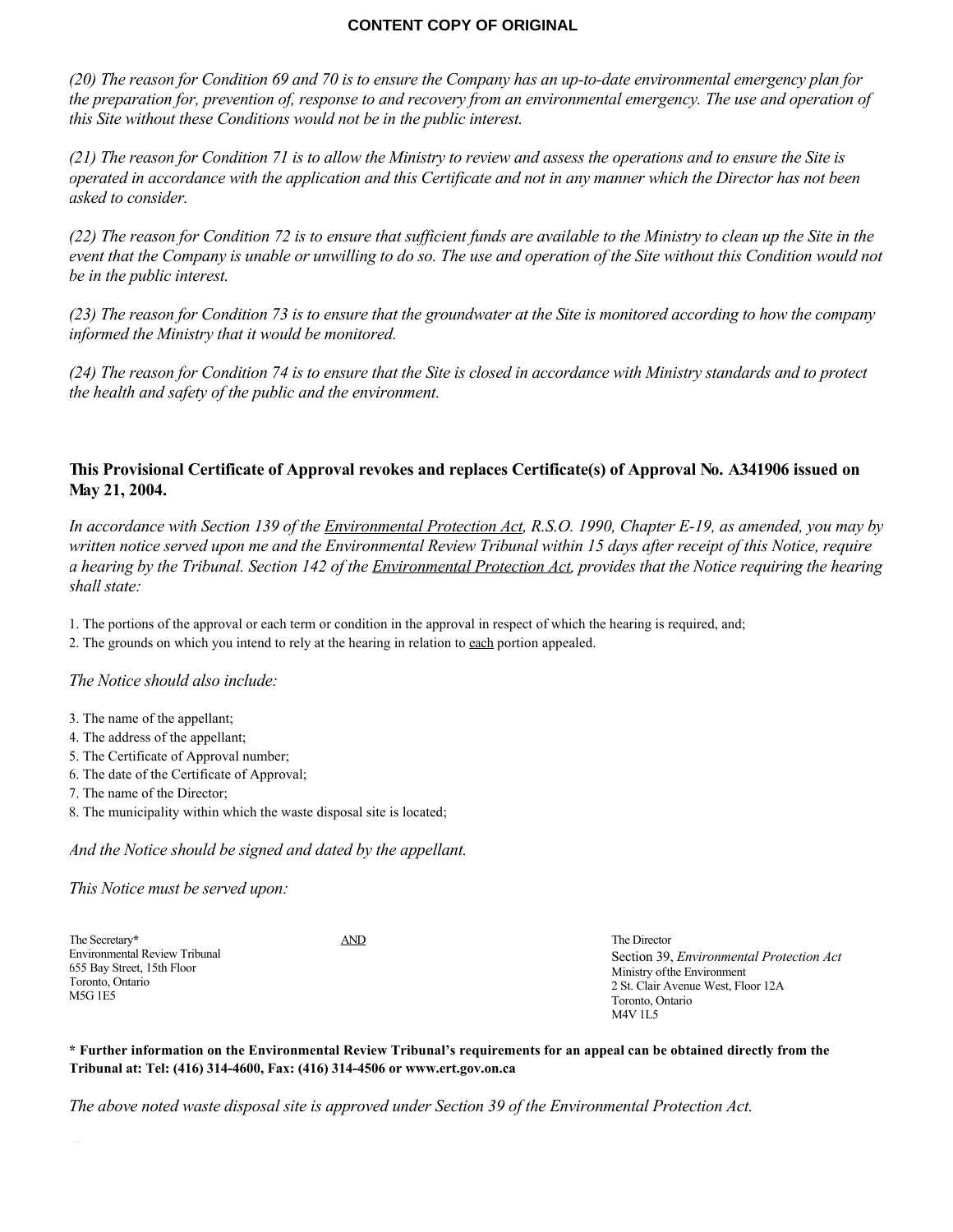*(20) The reason for Condition 69 and 70 is to ensure the Company has an up-to-date environmental emergency plan for the preparation for, prevention of, response to and recovery from an environmental emergency. The use and operation of this Site without these Conditions would not be in the public interest.*

*(21) The reason for Condition 71 is to allow the Ministry to review and assess the operations and to ensure the Site is operated in accordance with the application and this Certificate and not in any manner which the Director has not been asked to consider.*

*(22) The reason for Condition 72 is to ensure that sufficient funds are available to the Ministry to clean up the Site in the event that the Company is unable or unwilling to do so. The use and operation of the Site without this Condition would not be in the public interest.*

*(23) The reason for Condition 73 is to ensure that the groundwater at the Site is monitored according to how the company informed the Ministry that it would be monitored.*

*(24) The reason for Condition 74 is to ensure that the Site is closed in accordance with Ministry standards and to protect the health and safety of the public and the environment.*

**This Provisional Certificate of Approval revokes and replaces Certificate(s) of Approval No. A341906 issued on May 21, 2004.**

*In accordance with Section 139 of the Environmental Protection Act, R.S.O. 1990, Chapter E-19, as amended, you may by written notice served upon me and the Environmental Review Tribunal within 15 days after receipt of this Notice, require a hearing by the Tribunal. Section 142 of the Environmental Protection Act, provides that the Notice requiring the hearing shall state:*

1. The portions of the approval or each term or condition in the approval in respect of which the hearing is required, and;
2. The grounds on which you intend to rely at the hearing in relation to each portion appealed.

*The Notice should also include:*

3. The name of the appellant;
4. The address of the appellant;
5. The Certificate of Approval number;
6. The date of the Certificate of Approval;
7. The name of the Director;
8. The municipality within which the waste disposal site is located;

*And the Notice should be signed and dated by the appellant.*

*This Notice must be served upon:*

The Secretary*
Environmental Review Tribunal
655 Bay Street, 15th Floor
Toronto, Ontario
M5G 1E5

AND

The Director
Section 39, *Environmental Protection Act*
Ministry of the Environment
2 St. Clair Avenue West, Floor 12A
Toronto, Ontario
M4V 1L5

**\* Further information on the Environmental Review Tribunal's requirements for an appeal can be obtained directly from the Tribunal at: Tel: (416) 314-4600, Fax: (416) 314-4506 or www.ert.gov.on.ca**

*The above noted waste disposal site is approved under Section 39 of the Environmental Protection Act.*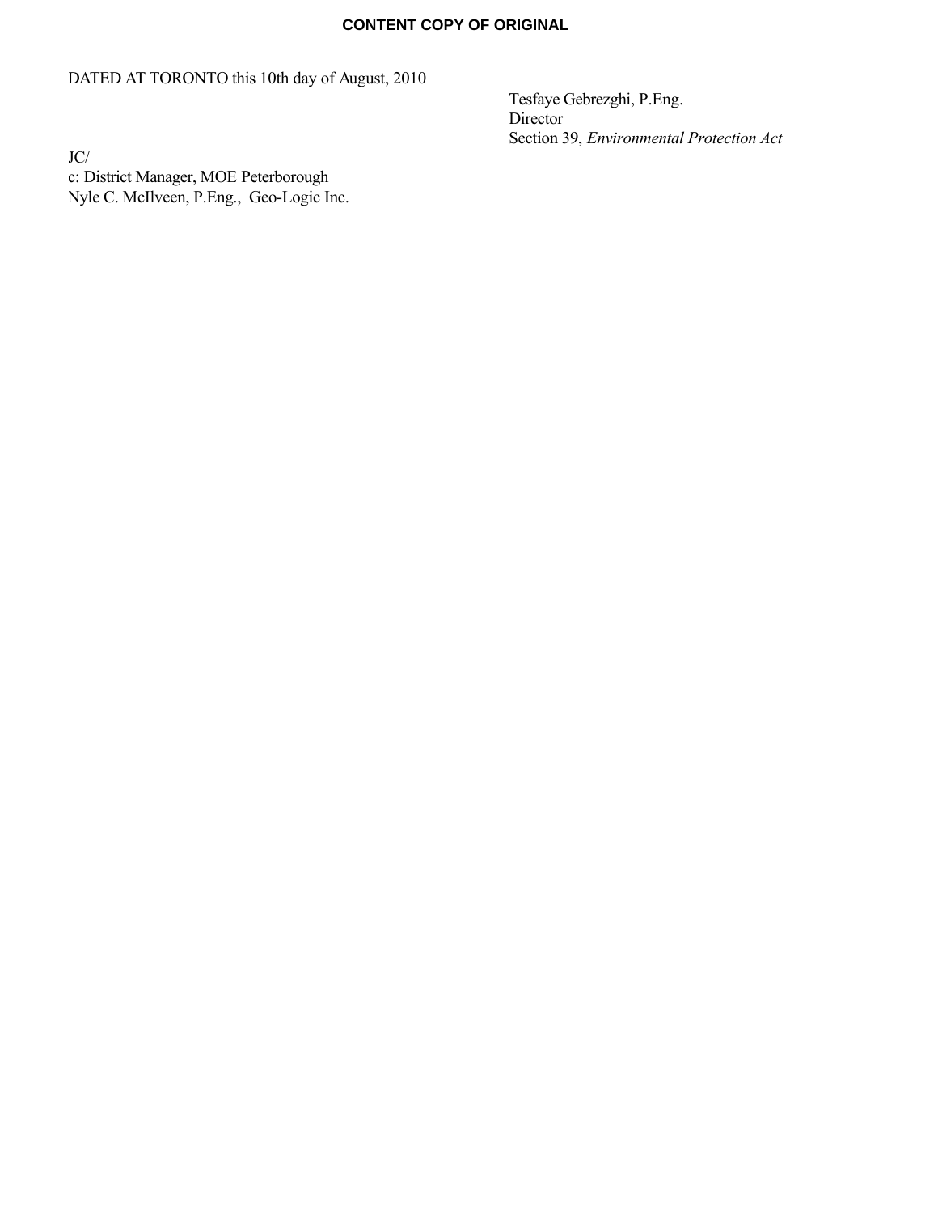**CONTENT COPY OF ORIGINAL**

DATED AT TORONTO this 10th day of August, 2010

Tesfaye Gebrezghi, P.Eng.
Director
Section 39, *Environmental Protection Act*

JC/
c: District Manager, MOE Peterborough
Nyle C. McIlveen, P.Eng., Geo-Logic Inc.